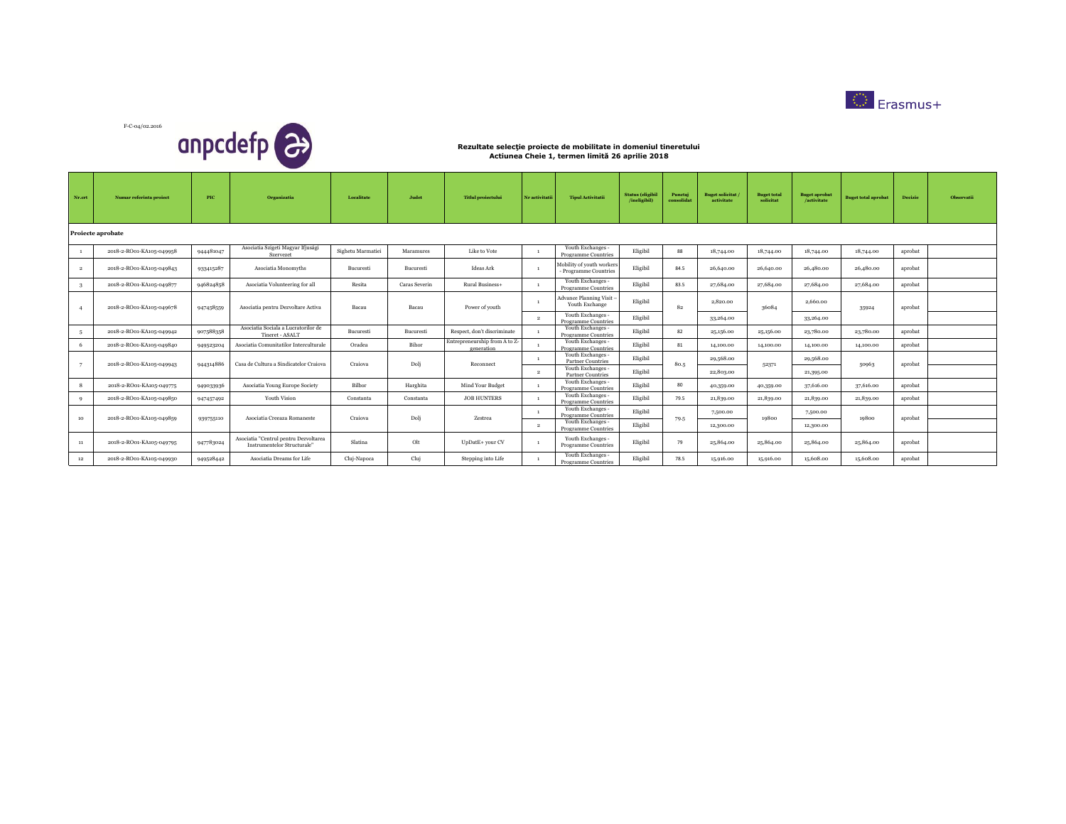F-C-04/02.2016

anpcdefp

Erasmus+

**Rezultate selecţie proiecte de mobilitate in domeniul tineretului**
**Actiunea Cheie 1, termen limită 26 aprilie 2018**

| Nr.crt | Numar referinta proiect | PIC | Organizatia | Localitate | Judet | Titlul proiectului | Nr activitatii | Tipul Activitatii | Status (eligibil /ineligibil) | Punctaj consolidat | Buget solicitat / activitate | Buget total solicitat | Buget aprobat /activitate | Buget total aprobat | Decizie | Observatii |
|---|---|---|---|---|---|---|---|---|---|---|---|---|---|---|---|---|
| **Proiecte aprobate** | | | | | | | | | | | | | | | | |
| 1 | 2018-2-RO01-KA105-049958 | 944481047 | Asociatia Szigeti Magyar Ifjusági Szervezet | Sighetu Marmatiei | Maramures | Like to Vote | 1 | Youth Exchanges - Programme Countries | Eligibil | 88 | 18,744.00 | 18,744.00 | 18,744.00 | 18,744.00 | aprobat | |
| 2 | 2018-2-RO01-KA105-049843 | 933415287 | Asociatia Monomyths | Bucuresti | Bucuresti | Ideas Ark | 1 | Mobility of youth workers - Programme Countries | Eligibil | 84.5 | 26,640.00 | 26,640.00 | 26,480.00 | 26,480.00 | aprobat | |
| 3 | 2018-2-RO01-KA105-049877 | 946824858 | Asociatia Volunteering for all | Resita | Caras Severin | Rural Business+ | 1 | Youth Exchanges - Programme Countries | Eligibil | 83.5 | 27,684.00 | 27,684.00 | 27,684.00 | 27,684.00 | aprobat | |
| 4 | 2018-2-RO01-KA105-049678 | 947458559 | Asociatia pentru Dezvoltare Activa | Bacau | Bacau | Power of youth | 1 | Advance Planning Visit – Youth Exchange | Eligibil | 82 | 2,820.00 | 36084 | 2,660.00 | 35924 | aprobat | |
| | | | | | | | 2 | Youth Exchanges - Programme Countries | Eligibil | | 33,264.00 | | 33,264.00 | | | |
| 5 | 2018-2-RO01-KA105-049942 | 907588358 | Asociatia Sociala a Lucratorilor de Tineret - ASALT | Bucuresti | Bucuresti | Respect, don't discriminate | 1 | Youth Exchanges - Programme Countries | Eligibil | 82 | 25,156.00 | 25,156.00 | 23,780.00 | 23,780.00 | aprobat | |
| 6 | 2018-2-RO01-KA105-049840 | 949523204 | Asociatia Comunitatilor Interculturale | Oradea | Bihor | Entrepreneurship from A to Z-generation | 1 | Youth Exchanges - Programme Countries | Eligibil | 81 | 14,100.00 | 14,100.00 | 14,100.00 | 14,100.00 | aprobat | |
| 7 | 2018-2-RO01-KA105-049943 | 944314886 | Casa de Cultura a Sindicatelor Craiova | Craiova | Dolj | Reconnect | 1 | Youth Exchanges - Partner Countries | Eligibil | 80.5 | 29,568.00 | 52371 | 29,568.00 | 50963 | aprobat | |
| | | | | | | | 2 | Youth Exchanges - Partner Countries | Eligibil | | 22,803.00 | | 21,395.00 | | | |
| 8 | 2018-2-RO01-KA105-049775 | 949033936 | Asociatia Young Europe Society | Bilbor | Harghita | Mind Your Budget | 1 | Youth Exchanges - Programme Countries | Eligibil | 80 | 40,359.00 | 40,359.00 | 37,616.00 | 37,616.00 | aprobat | |
| 9 | 2018-2-RO01-KA105-049850 | 947457492 | Youth Vision | Constanta | Constanta | JOB HUNTERS | 1 | Youth Exchanges - Programme Countries | Eligibil | 79.5 | 21,839.00 | 21,839.00 | 21,839.00 | 21,839.00 | aprobat | |
| 10 | 2018-2-RO01-KA105-049859 | 939755110 | Asociatia Creeaza Romaneste | Craiova | Dolj | Zestrea | 1 | Youth Exchanges - Programme Countries | Eligibil | 79.5 | 7,500.00 | 19800 | 7,500.00 | 19800 | aprobat | |
| | | | | | | | 2 | Youth Exchanges - Programme Countries | Eligibil | | 12,300.00 | | 12,300.00 | | | |
| 11 | 2018-2-RO01-KA105-049795 | 947783024 | Asociatia "Centrul pentru Dezvoltarea Instrumentelor Structurale" | Slatina | Olt | UpDatE+ your CV | 1 | Youth Exchanges - Programme Countries | Eligibil | 79 | 25,864.00 | 25,864.00 | 25,864.00 | 25,864.00 | aprobat | |
| 12 | 2018-2-RO01-KA105-049930 | 949528442 | Asociatia Dreams for Life | Cluj-Napoca | Cluj | Stepping into Life | 1 | Youth Exchanges - Programme Countries | Eligibil | 78.5 | 15,916.00 | 15,916.00 | 15,608.00 | 15,608.00 | aprobat | |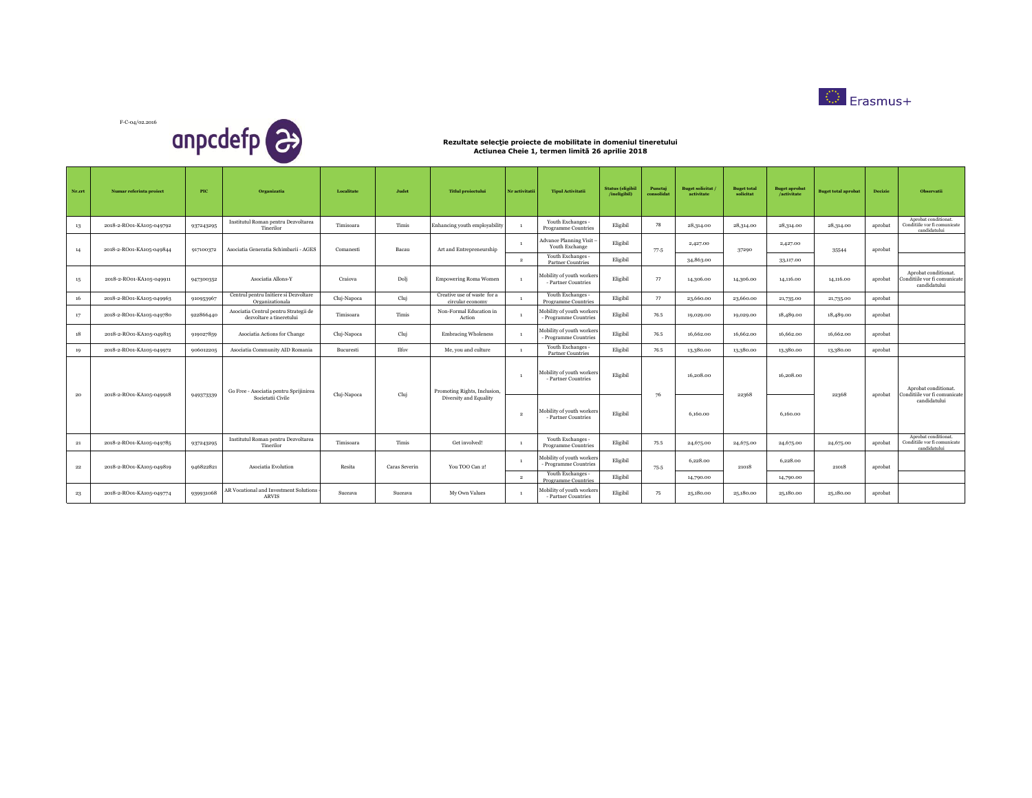F-C-04/02.2016

anpcdefp

Erasmus+

**Rezultate selecție proiecte de mobilitate in domeniul tineretului**
**Actiunea Cheie 1, termen limită 26 aprilie 2018**

| Nr.crt | Numar referinta proiect | PIC | Organizatia | Localitate | Judet | Titlul proiectului | Nr activitatii | Tipul Activitatii | Status (eligibil /ineligibil) | Punctaj consolidat | Buget solicitat / activitate | Buget total solicitat | Buget aprobat /activitate | Buget total aprobat | Decizie | Observatii |
|---|---|---|---|---|---|---|---|---|---|---|---|---|---|---|---|---|
| 13 | 2018-2-RO01-KA105-049792 | 937243295 | Institutul Roman pentru Dezvoltarea Tinerilor | Timisoara | Timis | Enhancing youth employability | 1 | Youth Exchanges - Programme Countries | Eligibil | 78 | 28,314.00 | 28,314.00 | 28,314.00 | 28,314.00 | aprobat | Aprobat conditionat. Conditiile vor fi comunicate candidatului |
| 14 | 2018-2-RO01-KA105-049844 | 917100372 | Asociatia Generatia Schimbarii - AGES | Comanesti | Bacau | Art and Entrepreneurship | 1 | Advance Planning Visit – Youth Exchange | Eligibil | 77.5 | 2,427.00 | 37290 | 2,427.00 | 35544 | aprobat | |
| | | | | | | | 2 | Youth Exchanges - Partner Countries | Eligibil | | 34,863.00 | | 33,117.00 | | | |
| 15 | 2018-2-RO01-KA105-049911 | 947300352 | Asociatia Allons-Y | Craiova | Dolj | Empowering Roma Women | 1 | Mobility of youth workers - Partner Countries | Eligibil | 77 | 14,306.00 | 14,306.00 | 14,116.00 | 14,116.00 | aprobat | Aprobat conditionat. Conditiile vor fi comunicate candidatului |
| 16 | 2018-2-RO01-KA105-049963 | 910953967 | Centrul pentru Initiere si Dezvoltare Organizationala | Cluj-Napoca | Cluj | Creative use of waste for a circular economy | 1 | Youth Exchanges - Programme Countries | Eligibil | 77 | 23,660.00 | 23,660.00 | 21,735.00 | 21,735.00 | aprobat | |
| 17 | 2018-2-RO01-KA105-049780 | 922866440 | Asociatia Centrul pentru Strategii de dezvoltare a tineretului | Timisoara | Timis | Non-Formal Education in Action | 1 | Mobility of youth workers - Programme Countries | Eligibil | 76.5 | 19,029.00 | 19,029.00 | 18,489.00 | 18,489.00 | aprobat | |
| 18 | 2018-2-RO01-KA105-049815 | 919027859 | Asociatia Actions for Change | Cluj-Napoca | Cluj | Embracing Wholeness | 1 | Mobility of youth workers - Programme Countries | Eligibil | 76.5 | 16,662.00 | 16,662.00 | 16,662.00 | 16,662.00 | aprobat | |
| 19 | 2018-2-RO01-KA105-049972 | 906012205 | Asociatia Community AID Romania | Bucuresti | Ilfov | Me, you and culture | 1 | Youth Exchanges - Partner Countries | Eligibil | 76.5 | 13,380.00 | 13,380.00 | 13,380.00 | 13,380.00 | aprobat | |
| 20 | 2018-2-RO01-KA105-049918 | 949373339 | Go Free - Asociatia pentru Sprijinirea Societatii Civile | Cluj-Napoca | Cluj | Promoting Rights, Inclusion, Diversity and Equality | 1 | Mobility of youth workers - Partner Countries | Eligibil | 76 | 16,208.00 | 22368 | 16,208.00 | 22368 | aprobat | Aprobat conditionat. Conditiile vor fi comunicate candidatului |
| | | | | | | | 2 | Mobility of youth workers - Partner Countries | Eligibil | | 6,160.00 | | 6,160.00 | | | |
| 21 | 2018-2-RO01-KA105-049785 | 937243295 | Institutul Roman pentru Dezvoltarea Tinerilor | Timisoara | Timis | Get involved! | 1 | Youth Exchanges - Programme Countries | Eligibil | 75.5 | 24,675.00 | 24,675.00 | 24,675.00 | 24,675.00 | aprobat | Aprobat conditionat. Conditiile vor fi comunicate candidatului |
| 22 | 2018-2-RO01-KA105-049819 | 946822821 | Asociatia Evolution | Resita | Caras Severin | You TOO Can 2! | 1 | Mobility of youth workers - Programme Countries | Eligibil | 75.5 | 6,228.00 | 21018 | 6,228.00 | 21018 | aprobat | |
| | | | | | | | 2 | Youth Exchanges - Programme Countries | Eligibil | | 14,790.00 | | 14,790.00 | | | |
| 23 | 2018-2-RO01-KA105-049774 | 939931068 | AR Vocational and Investment Solutions - ARVIS | Suceava | Suceava | My Own Values | 1 | Mobility of youth workers - Partner Countries | Eligibil | 75 | 25,180.00 | 25,180.00 | 25,180.00 | 25,180.00 | aprobat | |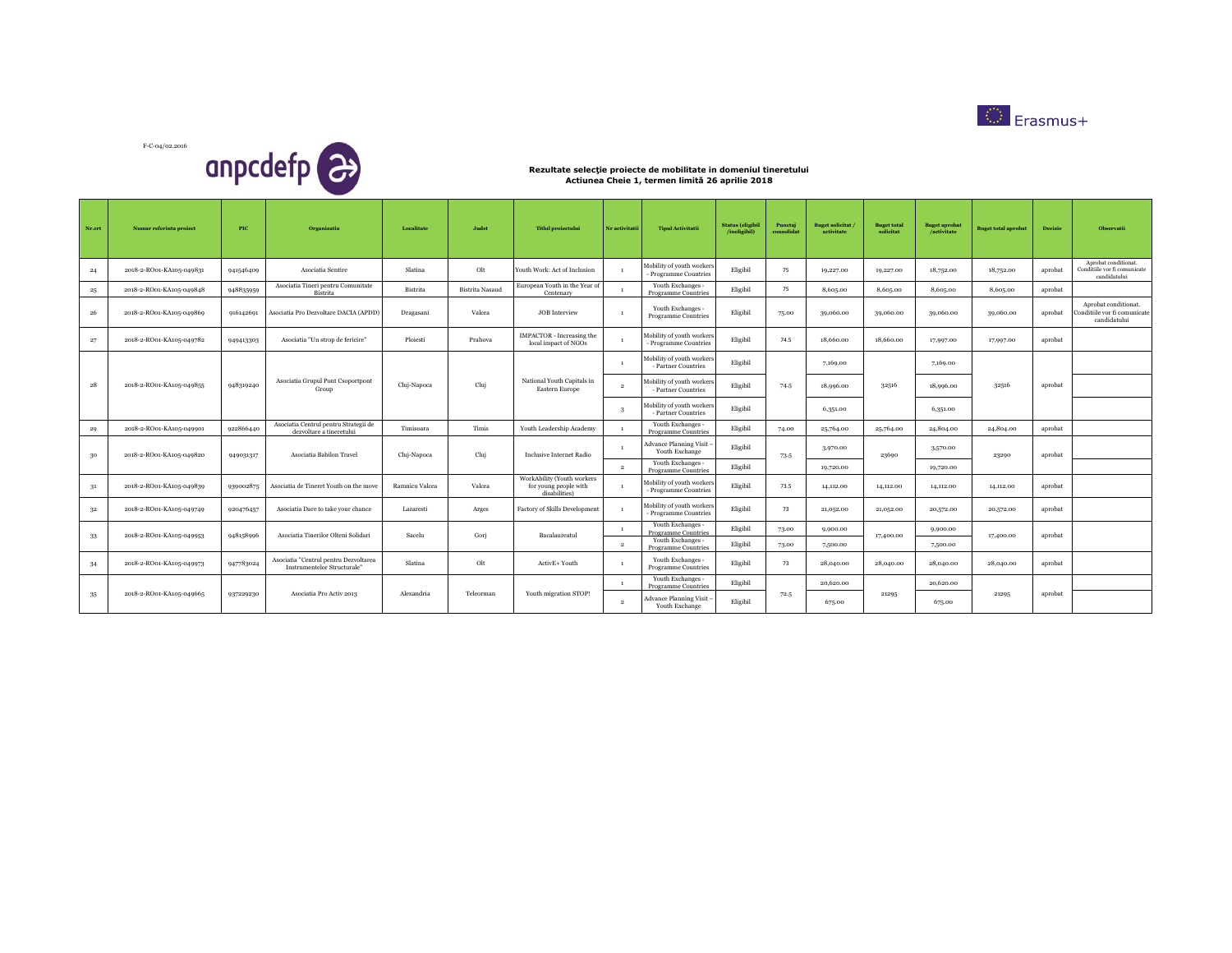F-C-04/02.2016

anpcdefp

Erasmus+

**Rezultate selecţie proiecte de mobilitate in domeniul tineretului**
**Actiunea Cheie 1, termen limită 26 aprilie 2018**

| Nr.crt | Numar referinta proiect | PIC | Organizatia | Localitate | Judet | Titlul proiectului | Nr activitatii | Tipul Activitatii | Status (eligibil /ineligibil) | Punctaj consolidat | Buget solicitat / activitate | Buget total solicitat | Buget aprobat /activitate | Buget total aprobat | Decizie | Observatii |
|---|---|---|---|---|---|---|---|---|---|---|---|---|---|---|---|---|
| 24 | 2018-2-RO01-KA105-049831 | 941546409 | Asociatia Sentire | Slatina | Olt | Youth Work: Act of Inclusion | 1 | Mobility of youth workers - Programme Countries | Eligibil | 75 | 19,227.00 | 19,227.00 | 18,752.00 | 18,752.00 | aprobat | Aprobat conditionat. Conditiile vor fi comunicate candidatului |
| 25 | 2018-2-RO01-KA105-049848 | 948835959 | Asociatia Tineri pentru Comunitate Bistrita | Bistrita | Bistrita Nasaud | European Youth in the Year of Centenary | 1 | Youth Exchanges - Programme Countries | Eligibil | 75 | 8,605.00 | 8,605.00 | 8,605.00 | 8,605.00 | aprobat | |
| 26 | 2018-2-RO01-KA105-049869 | 916142691 | Asociatia Pro Dezvoltare DACIA (APDD) | Dragasani | Valcea | JOB Interview | 1 | Youth Exchanges - Programme Countries | Eligibil | 75.00 | 39,060.00 | 39,060.00 | 39,060.00 | 39,060.00 | aprobat | Aprobat conditionat. Conditiile vor fi comunicate candidatului |
| 27 | 2018-2-RO01-KA105-049782 | 949413303 | Asociatia "Un strop de fericire" | Ploiesti | Prahova | IMPACTOR - Increasing the local impact of NGOs | 1 | Mobility of youth workers - Programme Countries | Eligibil | 74.5 | 18,660.00 | 18,660.00 | 17,997.00 | 17,997.00 | aprobat | |
| 28 | 2018-2-RO01-KA105-049855 | 948319240 | Asociatia Grupul Pont Csoportpont Group | Cluj-Napoca | Cluj | National Youth Capitals in Eastern Europe | 1 | Mobility of youth workers - Partner Countries | Eligibil | 74.5 | 7,169.00 | 32516 | 7,169.00 | 32516 | aprobat | |
| | | | | | | | 2 | Mobility of youth workers - Partner Countries | Eligibil | | 18,996.00 | | 18,996.00 | | | |
| | | | | | | | 3 | Mobility of youth workers - Partner Countries | Eligibil | | 6,351.00 | | 6,351.00 | | | |
| 29 | 2018-2-RO01-KA105-049901 | 922866440 | Asociatia Centrul pentru Strategii de dezvoltare a tineretului | Timisoara | Timis | Youth Leadership Academy | 1 | Youth Exchanges - Programme Countries | Eligibil | 74.00 | 25,764.00 | 25,764.00 | 24,804.00 | 24,804.00 | aprobat | |
| 30 | 2018-2-RO01-KA105-049820 | 949031317 | Asociatia Babilon Travel | Cluj-Napoca | Cluj | Inclusive Internet Radio | 1 | Advance Planning Visit – Youth Exchange | Eligibil | 73.5 | 3,970.00 | 23690 | 3,570.00 | 23290 | aprobat | |
| | | | | | | | 2 | Youth Exchanges - Programme Countries | Eligibil | | 19,720.00 | | 19,720.00 | | | |
| 31 | 2018-2-RO01-KA105-049839 | 939002875 | Asociatia de Tineret Youth on the move | Ramnicu Valcea | Valcea | WorkAbility (Youth workers for young people with disabilities) | 1 | Mobility of youth workers - Programme Countries | Eligibil | 73.5 | 14,112.00 | 14,112.00 | 14,112.00 | 14,112.00 | aprobat | |
| 32 | 2018-2-RO01-KA105-049749 | 920476457 | Asociatia Dare to take your chance | Lazaresti | Arges | Factory of Skills Development | 1 | Mobility of youth workers - Programme Countries | Eligibil | 73 | 21,052.00 | 21,052.00 | 20,572.00 | 20,572.00 | aprobat | |
| 33 | 2018-2-RO01-KA105-049953 | 948158996 | Asociatia Tinerilor Olteni Solidari | Sacelu | Gorj | Bacalaureatul | 1 | Youth Exchanges - Programme Countries | Eligibil | 73.00 | 9,900.00 | 17,400.00 | 9,900.00 | 17,400.00 | aprobat | |
| | | | | | | | 2 | Youth Exchanges - Programme Countries | Eligibil | 73.00 | 7,500.00 | | 7,500.00 | | | |
| 34 | 2018-2-RO01-KA105-049973 | 947783024 | Asociatia "Centrul pentru Dezvoltarea Instrumentelor Structurale" | Slatina | Olt | ActivE+ Youth | 1 | Youth Exchanges - Programme Countries | Eligibil | 73 | 28,040.00 | 28,040.00 | 28,040.00 | 28,040.00 | aprobat | |
| 35 | 2018-2-RO01-KA105-049665 | 937229230 | Asociatia Pro Activ 2013 | Alexandria | Teleorman | Youth migration STOP! | 1 | Youth Exchanges - Programme Countries | Eligibil | 72.5 | 20,620.00 | 21295 | 20,620.00 | 21295 | aprobat | |
| | | | | | | | 2 | Advance Planning Visit – Youth Exchange | Eligibil | | 675.00 | | 675.00 | | | |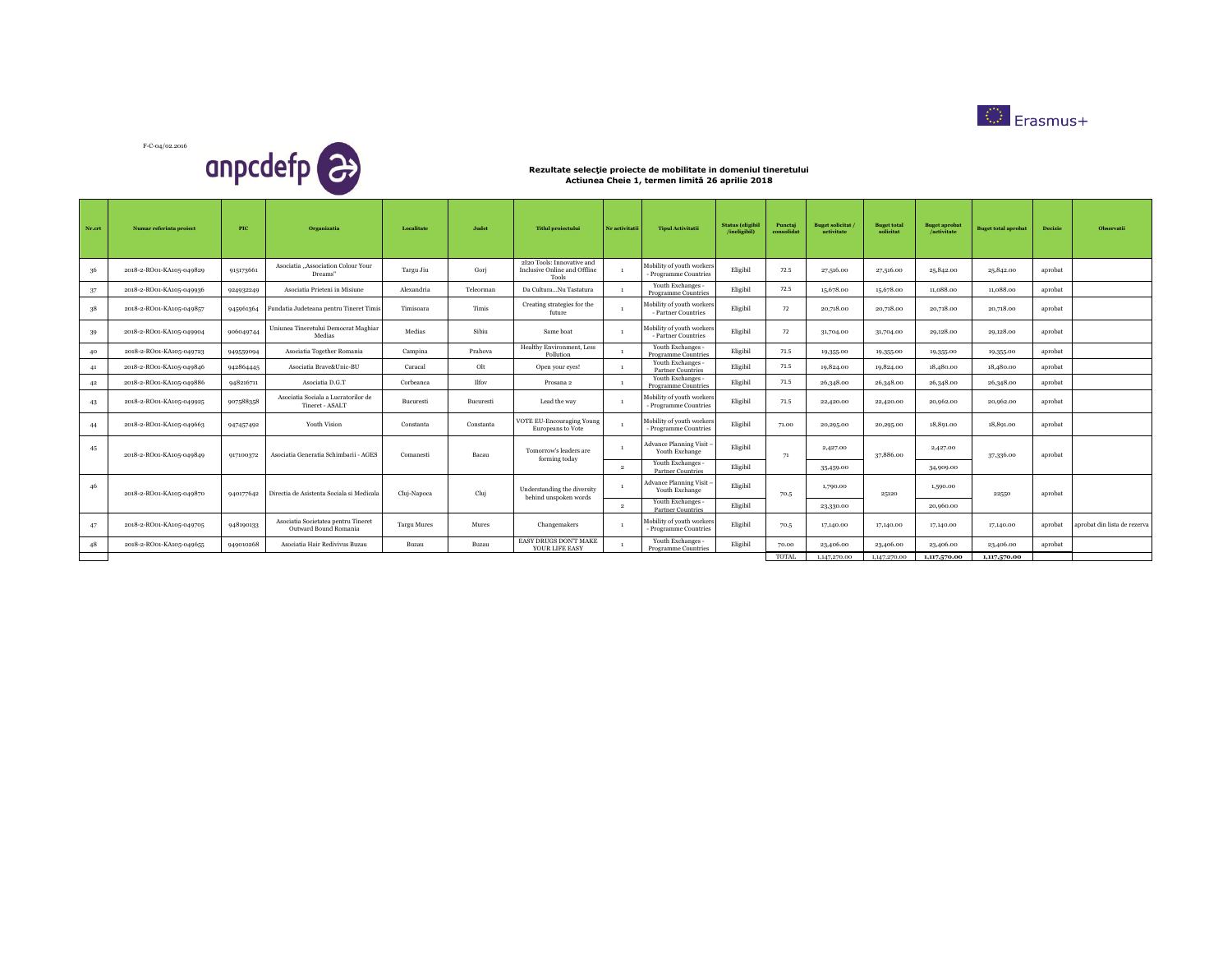F-C-04/02.2016

anpcdefp

Erasmus+

**Rezultate selecție proiecte de mobilitate in domeniul tineretului**
**Actiunea Cheie 1, termen limită 26 aprilie 2018**

| Nr.crt | Numar referinta proiect | PIC | Organizatia | Localitate | Judet | Titlul proiectului | Nr activitatii | Tipul Activitatii | Status (eligibil /ineligibil) | Punctaj consolidat | Buget solicitat / activitate | Buget total solicitat | Buget aprobat /activitate | Buget total aprobat | Decizie | Observatii |
|---|---|---|---|---|---|---|---|---|---|---|---|---|---|---|---|---|
| 36 | 2018-2-RO01-KA105-049829 | 915173661 | Asociatia „Association Colour Your Dreams" | Targu Jiu | Gorj | 2I2O Tools: Innovative and Inclusive Online and Offline Tools | 1 | Mobility of youth workers - Programme Countries | Eligibil | 72.5 | 27,516.00 | 27,516.00 | 25,842.00 | 25,842.00 | aprobat | |
| 37 | 2018-2-RO01-KA105-049936 | 924932249 | Asociatia Prieteni in Misiune | Alexandria | Teleorman | Da Cultura...Nu Tastatura | 1 | Youth Exchanges - Programme Countries | Eligibil | 72.5 | 15,678.00 | 15,678.00 | 11,088.00 | 11,088.00 | aprobat | |
| 38 | 2018-2-RO01-KA105-049857 | 945961364 | Fundatia Judeteana pentru Tineret Timis | Timisoara | Timis | Creating strategies for the future | 1 | Mobility of youth workers - Partner Countries | Eligibil | 72 | 20,718.00 | 20,718.00 | 20,718.00 | 20,718.00 | aprobat | |
| 39 | 2018-2-RO01-KA105-049904 | 906049744 | Uniunea Tineretului Democrat Maghiar Medias | Medias | Sibiu | Same boat | 1 | Mobility of youth workers - Partner Countries | Eligibil | 72 | 31,704.00 | 31,704.00 | 29,128.00 | 29,128.00 | aprobat | |
| 40 | 2018-2-RO01-KA105-049723 | 949559094 | Asociatia Together Romania | Campina | Prahova | Healthy Environment, Less Pollution | 1 | Youth Exchanges - Programme Countries | Eligibil | 71.5 | 19,355.00 | 19,355.00 | 19,355.00 | 19,355.00 | aprobat | |
| 41 | 2018-2-RO01-KA105-049846 | 942864445 | Asociatia Brave&Unic-BU | Caracal | Olt | Open your eyes! | 1 | Youth Exchanges - Partner Countries | Eligibil | 71.5 | 19,824.00 | 19,824.00 | 18,480.00 | 18,480.00 | aprobat | |
| 42 | 2018-2-RO01-KA105-049886 | 948216711 | Asociatia D.G.T | Corbeanca | Ilfov | Prosana 2 | 1 | Youth Exchanges - Programme Countries | Eligibil | 71.5 | 26,348.00 | 26,348.00 | 26,348.00 | 26,348.00 | aprobat | |
| 43 | 2018-2-RO01-KA105-049925 | 907588358 | Asociatia Sociala a Lucratorilor de Tineret - ASALT | Bucuresti | Bucuresti | Lead the way | 1 | Mobility of youth workers - Programme Countries | Eligibil | 71.5 | 22,420.00 | 22,420.00 | 20,962.00 | 20,962.00 | aprobat | |
| 44 | 2018-2-RO01-KA105-049663 | 947457492 | Youth Vision | Constanta | Constanta | VOTE EU-Encouraging Young Europeans to Vote | 1 | Mobility of youth workers - Programme Countries | Eligibil | 71.00 | 20,295.00 | 20,295.00 | 18,891.00 | 18,891.00 | aprobat | |
| 45 | 2018-2-RO01-KA105-049849 | 917100372 | Asociatia Generatia Schimbarii - AGES | Comanesti | Bacau | Tomorrow's leaders are forming today | 1 | Advance Planning Visit – Youth Exchange | Eligibil | 71 | 2,427.00 | 37,886.00 | 2,427.00 | 37,336.00 | aprobat | |
| | | | | | | | 2 | Youth Exchanges - Partner Countries | Eligibil | | 35,459.00 | | 34,909.00 | | | |
| 46 | 2018-2-RO01-KA105-049870 | 940177642 | Directia de Asistenta Sociala si Medicala | Cluj-Napoca | Cluj | Understanding the diversity behind unspoken words | 1 | Advance Planning Visit – Youth Exchange | Eligibil | 70.5 | 1,790.00 | 25120 | 1,590.00 | 22550 | aprobat | |
| | | | | | | | 2 | Youth Exchanges - Partner Countries | Eligibil | | 23,330.00 | | 20,960.00 | | | |
| 47 | 2018-2-RO01-KA105-049705 | 948190133 | Asociatia Societatea pentru Tineret Outward Bound Romania | Targu Mures | Mures | Changemakers | 1 | Mobility of youth workers - Programme Countries | Eligibil | 70.5 | 17,140.00 | 17,140.00 | 17,140.00 | 17,140.00 | aprobat | aprobat din lista de rezerva |
| 48 | 2018-2-RO01-KA105-049655 | 949010268 | Asociatia Hair Redivivus Buzau | Buzau | Buzau | EASY DRUGS DON'T MAKE YOUR LIFE EASY | 1 | Youth Exchanges - Programme Countries | Eligibil | 70.00 | 23,406.00 | 23,406.00 | 23,406.00 | 23,406.00 | aprobat | |
| | | | | | | | | | | TOTAL | 1,147,270.00 | 1,147,270.00 | **1,117,570.00** | **1,117,570.00** | | |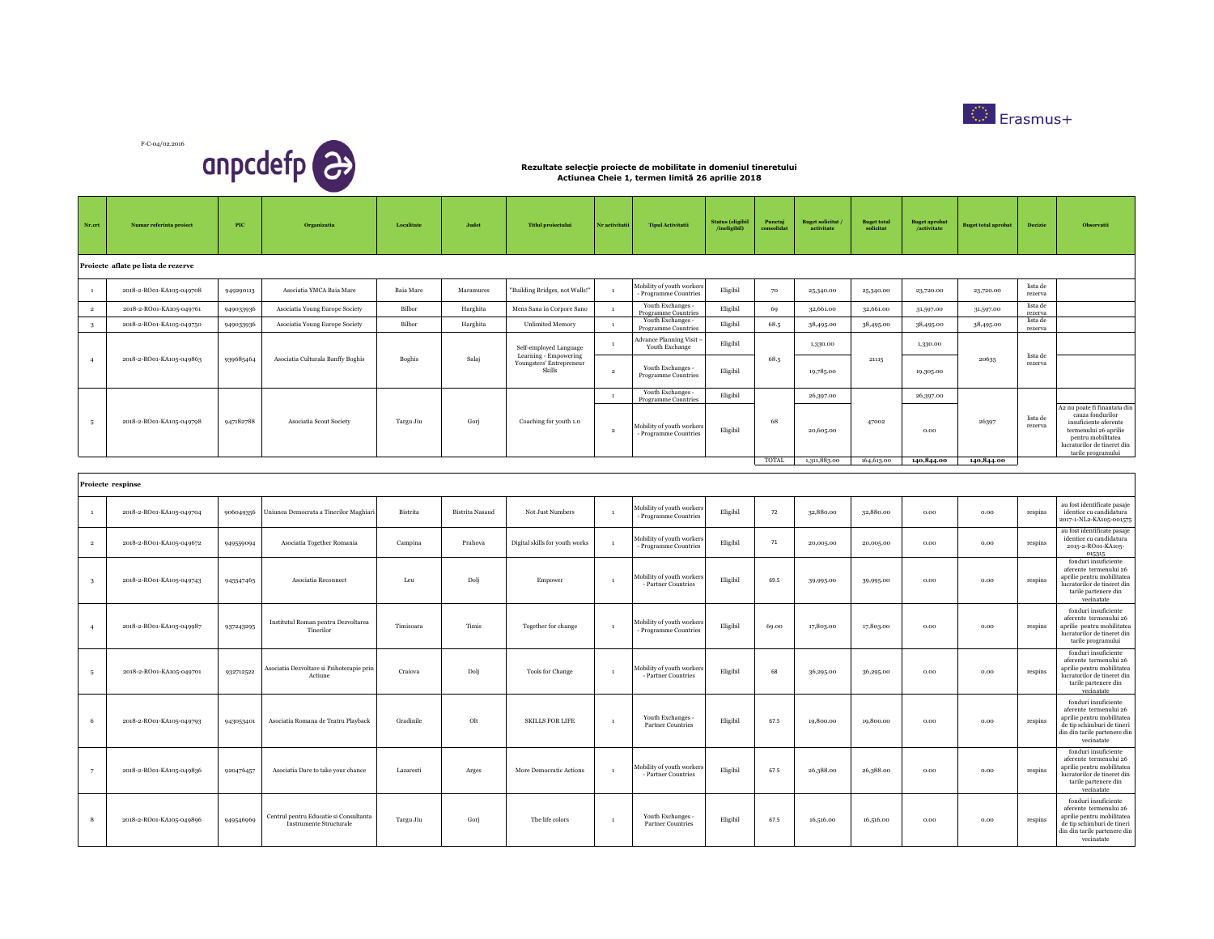F-C-04/02.2016

anpcdefp

Erasmus+

## Rezultate selecție proiecte de mobilitate in domeniul tineretului
## Actiunea Cheie 1, termen limită 26 aprilie 2018

| Nr.crt | Numar referinta proiect | PIC | Organizatia | Localitate | Judet | Titlul proiectului | Nr activitatii | Tipul Activitatii | Status (eligibil /ineligibil) | Punctaj consolidat | Buget solicitat / activitate | Buget total solicitat | Buget aprobat /activitate | Buget total aprobat | Decizie | Observatii |
|---|---|---|---|---|---|---|---|---|---|---|---|---|---|---|---|---|
| **Proiecte aflate pe lista de rezerve** | | | | | | | | | | | | | | | | |
| 1 | 2018-2-RO01-KA105-049708 | 949290113 | Asociatia YMCA Baia Mare | Baia Mare | Maramures | "Building Bridges, not Walls!" | 1 | Mobility of youth workers - Programme Countries | Eligibil | 70 | 25,340.00 | 25,340.00 | 23,720.00 | 23,720.00 | lista de rezerva | |
| 2 | 2018-2-RO01-KA105-049761 | 949033936 | Asociatia Young Europe Society | Bilbor | Harghita | Mens Sana in Corpore Sano | 1 | Youth Exchanges - Programme Countries | Eligibil | 69 | 32,661.00 | 32,661.00 | 31,597.00 | 31,597.00 | lista de rezerva | |
| 3 | 2018-2-RO01-KA105-049750 | 949033936 | Asociatia Young Europe Society | Bilbor | Harghita | Unlimited Memory | 1 | Youth Exchanges - Programme Countries | Eligibil | 68.5 | 38,495.00 | 38,495.00 | 38,495.00 | 38,495.00 | lista de rezerva | |
| 4 | 2018-2-RO01-KA105-049863 | 939685464 | Asociatia Culturala Banffy Boghis | Boghis | Salaj | Self-employed Language Learning - Empowering Youngsters' Entrepreneur Skills | 1 | Advance Planning Visit - Youth Exchange | Eligibil | 68.5 | 1,330.00 | 21115 | 1,330.00 | 20635 | lista de rezerva | |
| | | | | | | | 2 | Youth Exchanges - Programme Countries | Eligibil | | 19,785.00 | | 19,305.00 | | | |
| 5 | 2018-2-RO01-KA105-049798 | 947182788 | Asociatia Scout Society | Targu Jiu | Gorj | Coaching for youth 1.0 | 1 | Youth Exchanges - Programme Countries | Eligibil | 68 | 26,397.00 | 47002 | 26,397.00 | 26397 | lista de rezerva | |
| | | | | | | | 2 | Mobility of youth workers - Programme Countries | Eligibil | | 20,605.00 | | 0.00 | | | A2 nu poate fi finantata din cauza fondurilor insuficiente aferente termenului 26 aprilie pentru mobilitatea lucratorilor de tineret din tarile programului |
| | | | | | | | | | | TOTAL | 1,311,883.00 | 164,613.00 | **140,844.00** | **140,844.00** | | |
| **Proiecte respinse** | | | | | | | | | | | | | | | | |
| 1 | 2018-2-RO01-KA105-049704 | 906049356 | Uniunea Democrata a Tinerilor Maghiari | Bistrita | Bistrita Nasaud | Not Just Numbers | 1 | Mobility of youth workers - Programme Countries | Eligibil | 72 | 32,880.00 | 32,880.00 | 0.00 | 0.00 | respins | au fost identificate pasaje identice cu candidatura 2017-1-NL2-KA105-001575 |
| 2 | 2018-2-RO01-KA105-049672 | 949559094 | Asociatia Together Romania | Campina | Prahova | Digital skills for youth works | 1 | Mobility of youth workers - Programme Countries | Eligibil | 71 | 20,005.00 | 20,005.00 | 0.00 | 0.00 | respins | au fost identificate pasaje identice cu candidatura 2015-2-RO01-KA105-015315 |
| 3 | 2018-2-RO01-KA105-049743 | 945547465 | Asociatia Reconnect | Leu | Dolj | Empower | 1 | Mobility of youth workers - Partner Countries | Eligibil | 69.5 | 39,995.00 | 39,995.00 | 0.00 | 0.00 | respins | fonduri insuficiente aferente termenului 26 aprilie pentru mobilitatea lucratorilor de tineret din tarile partenere din vecinatate |
| 4 | 2018-2-RO01-KA105-049987 | 937243295 | Institutul Roman pentru Dezvoltarea Tinerilor | Timisoara | Timis | Together for change | 1 | Mobility of youth workers - Programme Countries | Eligibil | 69.00 | 17,803.00 | 17,803.00 | 0.00 | 0.00 | respins | fonduri insuficiente aferente termenului 26 aprilie pentru mobilitatea lucratorilor de tineret din tarile programului |
| 5 | 2018-2-RO01-KA105-049701 | 932712522 | Asociatia Dezvoltare si Psihoterapie prin Actiune | Craiova | Dolj | Tools for Change | 1 | Mobility of youth workers - Partner Countries | Eligibil | 68 | 36,295.00 | 36,295.00 | 0.00 | 0.00 | respins | fonduri insuficiente aferente termenului 26 aprilie pentru mobilitatea lucratorilor de tineret din tarile partenere din vecinatate |
| 6 | 2018-2-RO01-KA105-049793 | 943053401 | Asociatia Romana de Teatru Playback | Gradinile | Olt | SKILLS FOR LIFE | 1 | Youth Exchanges - Partner Countries | Eligibil | 67.5 | 19,800.00 | 19,800.00 | 0.00 | 0.00 | respins | fonduri insuficiente aferente termenului 26 aprilie pentru mobilitatea de tip schimburi de tineri din din tarile partenere din vecinatate |
| 7 | 2018-2-RO01-KA105-049836 | 920476457 | Asociatia Dare to take your chance | Lazaresti | Arges | More Democratic Actions | 1 | Mobility of youth workers - Partner Countries | Eligibil | 67.5 | 26,388.00 | 26,388.00 | 0.00 | 0.00 | respins | fonduri insuficiente aferente termenului 26 aprilie pentru mobilitatea lucratorilor de tineret din tarile partenere din vecinatate |
| 8 | 2018-2-RO01-KA105-049896 | 949546969 | Centrul pentru Educatie si Consultanta Instrumente Structurale | Targu Jiu | Gorj | The life colors | 1 | Youth Exchanges - Partner Countries | Eligibil | 67.5 | 16,516.00 | 16,516.00 | 0.00 | 0.00 | respins | fonduri insuficiente aferente termenului 26 aprilie pentru mobilitatea de tip schimburi de tineri din din tarile partenere din vecinatate |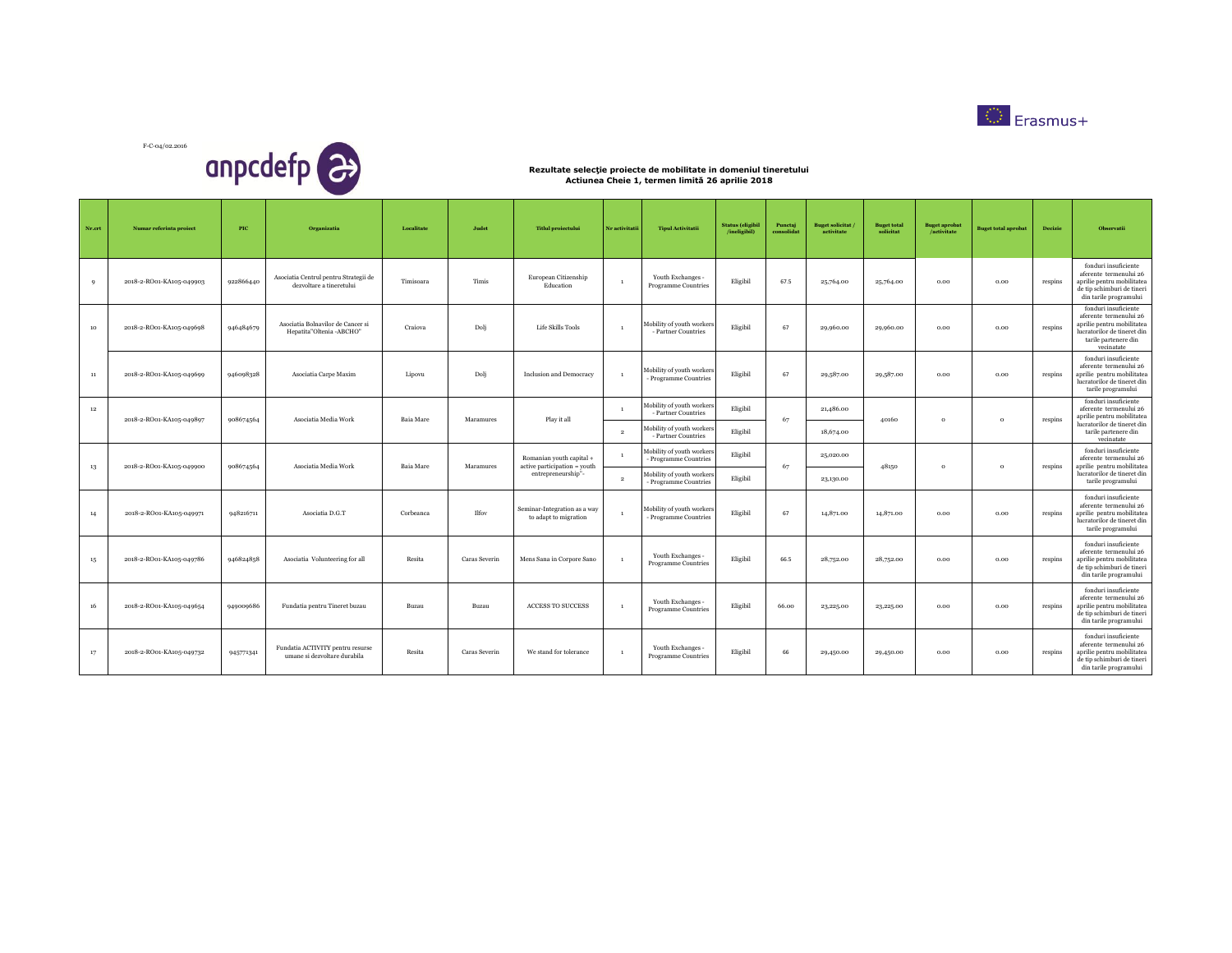F-C-04/02.2016

**Rezultate selecţie proiecte de mobilitate in domeniul tineretului**
**Actiunea Cheie 1, termen limită 26 aprilie 2018**

| Nr.crt | Numar referinta proiect | PIC | Organizatia | Localitate | Judet | Titlul proiectului | Nr activitatii | Tipul Activitatii | Status (eligibil /ineligibil) | Punctaj consolidat | Buget solicitat / activitate | Buget total solicitat | Buget aprobat /activitate | Buget total aprobat | Decizie | Observatii |
|---|---|---|---|---|---|---|---|---|---|---|---|---|---|---|---|---|
| 9 | 2018-2-RO01-KA105-049903 | 922866440 | Asociatia Centrul pentru Strategii de dezvoltare a tineretului | Timisoara | Timis | European Citizenship Education | 1 | Youth Exchanges - Programme Countries | Eligibil | 67.5 | 25,764.00 | 25,764.00 | 0.00 | 0.00 | respins | fonduri insuficiente aferente termenului 26 aprilie pentru mobilitatea de tip schimburi de tineri din tarile programului |
| 10 | 2018-2-RO01-KA105-049698 | 946484679 | Asociatia Bolnavilor de Cancer si Hepatita"Oltenia -ABCHO" | Craiova | Dolj | Life Skills Tools | 1 | Mobility of youth workers - Partner Countries | Eligibil | 67 | 29,960.00 | 29,960.00 | 0.00 | 0.00 | respins | fonduri insuficiente aferente termenului 26 aprilie pentru mobilitatea lucratorilor de tineret din tarile partenere din vecinatate |
| 11 | 2018-2-RO01-KA105-049699 | 946098328 | Asociatia Carpe Maxim | Lipovu | Dolj | Inclusion and Democracy | 1 | Mobility of youth workers - Programme Countries | Eligibil | 67 | 29,587.00 | 29,587.00 | 0.00 | 0.00 | respins | fonduri insuficiente aferente termenului 26 aprilie pentru mobilitatea lucratorilor de tineret din tarile programului |
| 12 | 2018-2-RO01-KA105-049897 | 908674564 | Asociatia Media Work | Baia Mare | Maramures | Play it all | 1 | Mobility of youth workers - Partner Countries | Eligibil | 67 | 21,486.00 | 40160 | 0 | 0 | respins | fonduri insuficiente aferente termenului 26 aprilie pentru mobilitatea lucratorilor de tineret din tarile partenere din vecinatate |
| | | | | | | | 2 | Mobility of youth workers - Partner Countries | Eligibil | | 18,674.00 | | | | | |
| 13 | 2018-2-RO01-KA105-049900 | 908674564 | Asociatia Media Work | Baia Mare | Maramures | Romanian youth capital + active participation = youth entrepreneurship"- | 1 | Mobility of youth workers - Programme Countries | Eligibil | 67 | 25,020.00 | 48150 | 0 | 0 | respins | fonduri insuficiente aferente termenului 26 aprilie pentru mobilitatea lucratorilor de tineret din tarile programului |
| | | | | | | | 2 | Mobility of youth workers - Programme Countries | Eligibil | | 23,130.00 | | | | | |
| 14 | 2018-2-RO01-KA105-049971 | 948216711 | Asociatia D.G.T | Corbeanca | Ilfov | Seminar-Integration as a way to adapt to migration | 1 | Mobility of youth workers - Programme Countries | Eligibil | 67 | 14,871.00 | 14,871.00 | 0.00 | 0.00 | respins | fonduri insuficiente aferente termenului 26 aprilie pentru mobilitatea lucratorilor de tineret din tarile programului |
| 15 | 2018-2-RO01-KA105-049786 | 946824858 | Asociatia Volunteering for all | Resita | Caras Severin | Mens Sana in Corpore Sano | 1 | Youth Exchanges - Programme Countries | Eligibil | 66.5 | 28,752.00 | 28,752.00 | 0.00 | 0.00 | respins | fonduri insuficiente aferente termenului 26 aprilie pentru mobilitatea de tip schimburi de tineri din tarile programului |
| 16 | 2018-2-RO01-KA105-049654 | 949009686 | Fundatia pentru Tineret buzau | Buzau | Buzau | ACCESS TO SUCCESS | 1 | Youth Exchanges - Programme Countries | Eligibil | 66.00 | 23,225.00 | 23,225.00 | 0.00 | 0.00 | respins | fonduri insuficiente aferente termenului 26 aprilie pentru mobilitatea de tip schimburi de tineri din tarile programului |
| 17 | 2018-2-RO01-KA105-049732 | 945771341 | Fundatia ACTIVITY pentru resurse umane si dezvoltare durabila | Resita | Caras Severin | We stand for tolerance | 1 | Youth Exchanges - Programme Countries | Eligibil | 66 | 29,450.00 | 29,450.00 | 0.00 | 0.00 | respins | fonduri insuficiente aferente termenului 26 aprilie pentru mobilitatea de tip schimburi de tineri din tarile programului |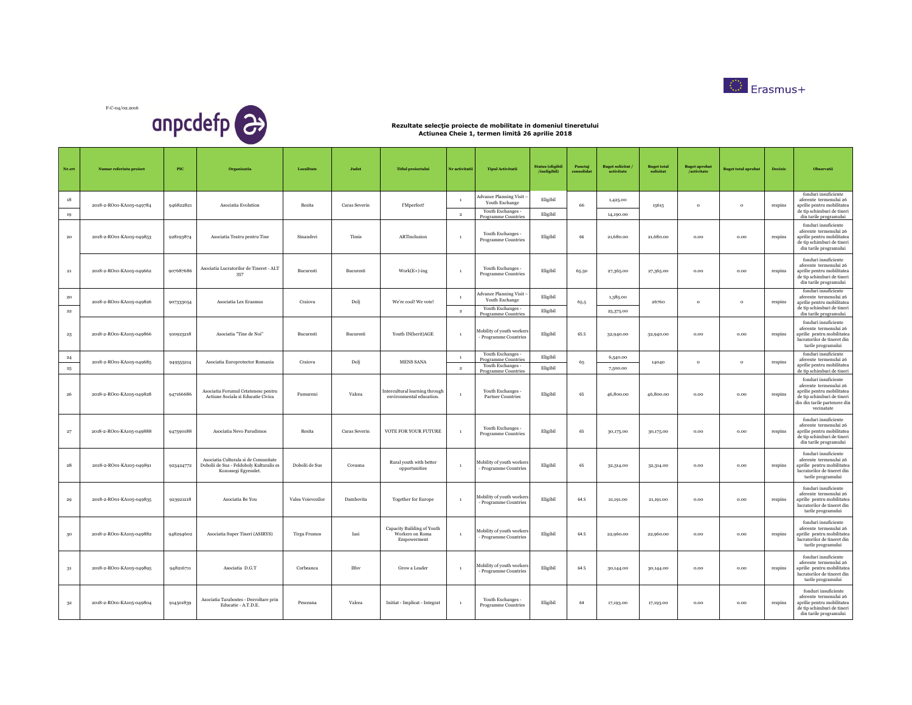F-C-04/02.2016

anpcdefp

Erasmus+

**Rezultate selecție proiecte de mobilitate in domeniul tineretului**
**Actiunea Cheie 1, termen limită 26 aprilie 2018**

| Nr.crt | Numar referinta proiect | PIC | Organizatia | Localitate | Judet | Titlul proiectului | Nr activitatii | Tipul Activitatii | Status (eligibil /ineligibil) | Punctaj consolidat | Buget solicitat / activitate | Buget total solicitat | Buget aprobat /activitate | Buget total aprobat | Decizie | Observatii |
|---|---|---|---|---|---|---|---|---|---|---|---|---|---|---|---|---|
| 18 | 2018-2-RO01-KA105-049784 | 946822821 | Asociatia Evolution | Resita | Caras Severin | I'Mperfect! | 1 | Advance Planning Visit – Youth Exchange | Eligibil | 66 | 1,425.00 | 15615 | 0 | 0 | respins | fonduri insuficiente aferente termenului 26 aprilie pentru mobilitatea de tip schimburi de tineri din tarile programului |
| 19 | | | | | | | 2 | Youth Exchanges - Programme Countries | Eligibil | | 14,190.00 | | | | | |
| 20 | 2018-2-RO01-KA105-049853 | 928193874 | Asociatia Teatru pentru Tine | Sinandrei | Timis | ARTinclusion | 1 | Youth Exchanges - Programme Countries | Eligibil | 66 | 21,680.00 | 21,680.00 | 0.00 | 0.00 | respins | fonduri insuficiente aferente termenului 26 aprilie pentru mobilitatea de tip schimburi de tineri din tarile programului |
| 21 | 2018-2-RO01-KA105-049662 | 907687686 | Asociatia Lucratorilor de Tineret - ALT 357 | Bucuresti | Bucuresti | Work(E+)-ing | 1 | Youth Exchanges - Programme Countries | Eligibil | 65.50 | 27,365.00 | 27,365.00 | 0.00 | 0.00 | respins | fonduri insuficiente aferente termenului 26 aprilie pentru mobilitatea de tip schimburi de tineri din tarile programului |
| 20 | 2018-2-RO01-KA105-049826 | 907333054 | Asociatia Lex Erasmus | Craiova | Dolj | We're cool! We vote! | 1 | Advance Planning Visit – Youth Exchange | Eligibil | 65.5 | 1,385.00 | 26760 | 0 | 0 | respins | fonduri insuficiente aferente termenului 26 aprilie pentru mobilitatea de tip schimburi de tineri din tarile programului |
| 22 | | | | | | | 2 | Youth Exchanges - Programme Countries | Eligibil | | 25,375.00 | | | | | |
| 23 | 2018-2-RO01-KA105-049866 | 910923218 | Asociatia "Tine de Noi" | Bucuresti | Bucuresti | Youth IN(herit)AGE | 1 | Mobility of youth workers - Programme Countries | Eligibil | 65.5 | 32,940.00 | 32,940.00 | 0.00 | 0.00 | respins | fonduri insuficiente aferente termenului 26 aprilie pentru mobilitatea lucratorilor de tineret din tarile programului |
| 24 | 2018-2-RO01-KA105-049685 | 949555214 | Asociatia Europrotector Romania | Craiova | Dolj | MENS SANA | 1 | Youth Exchanges - Programme Countries | Eligibil | 65 | 6,540.00 | 14040 | 0 | 0 | respins | fonduri insuficiente aferente termenului 26 aprilie pentru mobilitatea de tip schimburi de tineri |
| 25 | | | | | | | 2 | Youth Exchanges - Programme Countries | Eligibil | | 7,500.00 | | | | | |
| 26 | 2018-2-RO01-KA105-049828 | 947166686 | Asociatia Forumul Cetatenesc pentru Actiune Sociala si Educatie Civica | Fumureni | Valcea | Intercultural learning through environmental education. | 1 | Youth Exchanges - Partner Countries | Eligibil | 65 | 46,800.00 | 46,800.00 | 0.00 | 0.00 | respins | fonduri insuficiente aferente termenului 26 aprilie pentru mobilitatea de tip schimburi de tineri din din tarile partenere din vecinatate |
| 27 | 2018-2-RO01-KA105-049888 | 947590188 | Asociatia Nevo Parudimos | Resita | Caras Severin | VOTE FOR YOUR FUTURE | 1 | Youth Exchanges - Programme Countries | Eligibil | 65 | 30,175.00 | 30,175.00 | 0.00 | 0.00 | respins | fonduri insuficiente aferente termenului 26 aprilie pentru mobilitatea de tip schimburi de tineri din tarile programului |
| 28 | 2018-2-RO01-KA105-049891 | 923424772 | Asociatia Culturala si de Comunitate Dobolii de Sus - Feldoboly Kulturalis es Kozossegi Egyesulet. | Dobolii de Sus | Covasna | Rural youth with better opportunities | 1 | Mobility of youth workers - Programme Countries | Eligibil | 65 | 32,314.00 | 32,314.00 | 0.00 | 0.00 | respins | fonduri insuficiente aferente termenului 26 aprilie pentru mobilitatea lucratorilor de tineret din tarile programului |
| 29 | 2018-2-RO01-KA105-049835 | 923921218 | Asociatia Be You | Valea Voievozilor | Dambovita | Together for Europe | 1 | Mobility of youth workers - Programme Countries | Eligibil | 64.5 | 21,191.00 | 21,191.00 | 0.00 | 0.00 | respins | fonduri insuficiente aferente termenului 26 aprilie pentru mobilitatea lucratorilor de tineret din tarile programului |
| 30 | 2018-2-RO01-KA105-049882 | 948294602 | Asociatia Super Tineri (ASIRYS) | Tirgu Frumos | Iasi | Capacity Building of Youth Workers on Roma Empowerment | 1 | Mobility of youth workers - Programme Countries | Eligibil | 64.5 | 22,960.00 | 22,960.00 | 0.00 | 0.00 | respins | fonduri insuficiente aferente termenului 26 aprilie pentru mobilitatea lucratorilor de tineret din tarile programului |
| 31 | 2018-2-RO01-KA105-049895 | 948216711 | Asociatia D.G.T | Corbeanca | Ilfov | Grow a Leader | 1 | Mobility of youth workers - Programme Countries | Eligibil | 64.5 | 30,144.00 | 30,144.00 | 0.00 | 0.00 | respins | fonduri insuficiente aferente termenului 26 aprilie pentru mobilitatea lucratorilor de tineret din tarile programului |
| 32 | 2018-2-RO01-KA105-049804 | 914501839 | Asociatia Tarabostes - Dezvoltare prin Educatie - A.T.D.E. | Pesceana | Valcea | Initiat - Implicat - Integrat | 1 | Youth Exchanges - Programme Countries | Eligibil | 64 | 17,193.00 | 17,193.00 | 0.00 | 0.00 | respins | fonduri insuficiente aferente termenului 26 aprilie pentru mobilitatea de tip schimburi de tineri din tarile programului |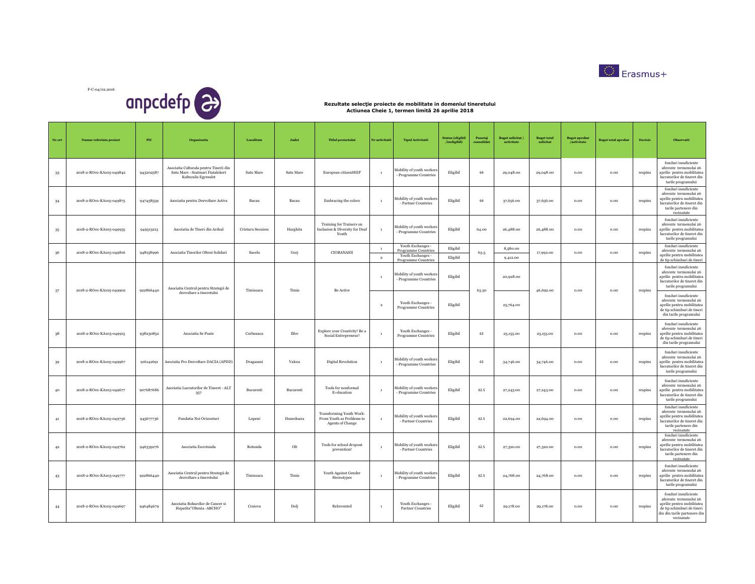F-C-04/02.2016

anpcdefp

Erasmus+

**Rezultate selecţie proiecte de mobilitate in domeniul tineretului**
**Actiunea Cheie 1, termen limită 26 aprilie 2018**

| Nr.crt | Numar referinta proiect | PIC | Organizatia | Localitate | Judet | Titlul proiectului | Nr activitatii | Tipul Activitatii | Status (eligibil /ineligibil) | Punctaj consolidat | Buget solicitat / activitate | Buget total solicitat | Buget aprobat /activitate | Buget total aprobat | Decizie | Observatii |
|---|---|---|---|---|---|---|---|---|---|---|---|---|---|---|---|---|
| 33 | 2018-2-RO01-KA105-049842 | 943202587 | Asociatia Culturala pentru Tinerii din Satu Mare - Szatmari Fiatalokert Kulturalis Egyesulet | Satu Mare | Satu Mare | European citizenSHIP | 1 | Mobility of youth workers - Programme Countries | Eligibil | 64 | 29,048.00 | 29,048.00 | 0.00 | 0.00 | respins | fonduri insuficiente aferente termenului 26 aprilie pentru mobilitatea lucratorilor de tineret din tarile programului |
| 34 | 2018-2-RO01-KA105-049875 | 947458559 | Asociatia pentru Dezvoltare Activa | Bacau | Bacau | Embracing the colors | 1 | Mobility of youth workers - Partner Countries | Eligibil | 64 | 37,656.00 | 37,656.00 | 0.00 | 0.00 | respins | fonduri insuficiente aferente termenului 26 aprilie pentru mobilitatea lucratorilor de tineret din tarile partenere din vecinatate |
| 35 | 2018-2-RO01-KA105-049955 | 949513213 | Asociatia de Tineri din Ardeal | Cristuru Secuiesc | Harghita | Training for Trainers on Inclusion & Diversity for Deaf Youth | 1 | Mobility of youth workers - Programme Countries | Eligibil | 64.00 | 26,488.00 | 26,488.00 | 0.00 | 0.00 | respins | fonduri insuficiente aferente termenului 26 aprilie pentru mobilitatea lucratorilor de tineret din tarile programului |
| 36 | 2018-2-RO01-KA105-049816 | 948158996 | Asociatia Tinerilor Olteni Solidari | Sacelu | Gorj | CIOBANASII | 1 | Youth Exchanges - Programme Countries | Eligibil | 63.5 | 8,580.00 | 17,992.00 | 0.00 | 0.00 | respins | fonduri insuficiente aferente termenului 26 aprilie pentru mobilitatea de tip schimburi de tineri |
| | | | | | | | 2 | Youth Exchanges - Programme Countries | Eligibil | | 9,412.00 | | | | | |
| 37 | 2018-2-RO01-KA105-049902 | 922866440 | Asociatia Centrul pentru Strategii de dezvoltare a tineretului | Timisoara | Timis | Be Active | 1 | Mobility of youth workers - Programme Countries | Eligibil | 63.50 | 20,928.00 | 46,692.00 | 0.00 | 0.00 | respins | fonduri insuficiente aferente termenului 26 aprilie pentru mobilitatea lucratorilor de tineret din tarile programului |
| | | | | | | | 2 | Youth Exchanges - Programme Countries | Eligibil | | 25,764.00 | | | | | fonduri insuficiente aferente termenului 26 aprilie pentru mobilitatea de tip schimburi de tineri din tarile programului |
| 38 | 2018-2-RO01-KA105-049915 | 938230852 | Asociatia Se Poate | Corbeanca | Ilfov | Explore your Creativity! Be a Social Entrepreneur! | 1 | Youth Exchanges - Programme Countries | Eligibil | 63 | 23,155.00 | 23,155.00 | 0.00 | 0.00 | respins | fonduri insuficiente aferente termenului 26 aprilie pentru mobilitatea de tip schimburi de tineri din tarile programului |
| 39 | 2018-2-RO01-KA105-049967 | 916142691 | Asociatia Pro Dezvoltare DACIA (APDD) | Dragasani | Valcea | Digital Revolution | 1 | Mobility of youth workers - Programme Countries | Eligibil | 63 | 34,746.00 | 34,746.00 | 0.00 | 0.00 | respins | fonduri insuficiente aferente termenului 26 aprilie pentru mobilitatea lucratorilor de tineret din tarile programului |
| 40 | 2018-2-RO01-KA105-049677 | 907687686 | Asociatia Lucratorilor de Tineret - ALT 357 | Bucuresti | Bucuresti | Tools for nonformal E+ducation | 1 | Mobility of youth workers - Programme Countries | Eligibil | 62.5 | 27,243.00 | 27,243.00 | 0.00 | 0.00 | respins | fonduri insuficiente aferente termenului 26 aprilie pentru mobilitatea lucratorilor de tineret din tarile programului |
| 41 | 2018-2-RO01-KA105-049736 | 945677736 | Fundatia Noi Orizonturi | Lupeni | Hunedoara | Transforming Youth Work: From Youth as Problems to Agents of Change | 1 | Mobility of youth workers - Partner Countries | Eligibil | 62.5 | 22,694.00 | 22,694.00 | 0.00 | 0.00 | respins | fonduri insuficiente aferente termenului 26 aprilie pentru mobilitatea lucratorilor de tineret din tarile partenere din vecinatate |
| 42 | 2018-2-RO01-KA105-049762 | 946339276 | Asociatia Eurotunda | Rotunda | Olt | Tools for school dropout prevention! | 1 | Mobility of youth workers - Partner Countries | Eligibil | 62.5 | 27,320.00 | 27,320.00 | 0.00 | 0.00 | respins | fonduri insuficiente aferente termenului 26 aprilie pentru mobilitatea lucratorilor de tineret din tarile partenere din vecinatate |
| 43 | 2018-2-RO01-KA105-049777 | 922866440 | Asociatia Centrul pentru Strategii de dezvoltare a tineretului | Timisoara | Timis | Youth Against Gender Stereotypes | 1 | Mobility of youth workers - Programme Countries | Eligibil | 62.5 | 24,768.00 | 24,768.00 | 0.00 | 0.00 | respins | fonduri insuficiente aferente termenului 26 aprilie pentru mobilitatea lucratorilor de tineret din tarile programului |
| 44 | 2018-2-RO01-KA105-049697 | 946484679 | Asociatia Bolnavilor de Cancer si Hepatita"Oltenia -ABCHO" | Craiova | Dolj | ReInvented | 1 | Youth Exchanges - Partner Countries | Eligibil | 62 | 29,178.00 | 29,178.00 | 0.00 | 0.00 | respins | fonduri insuficiente aferente termenului 26 aprilie pentru mobilitatea de tip schimburi de tineri din din tarile partenere din vecinatate |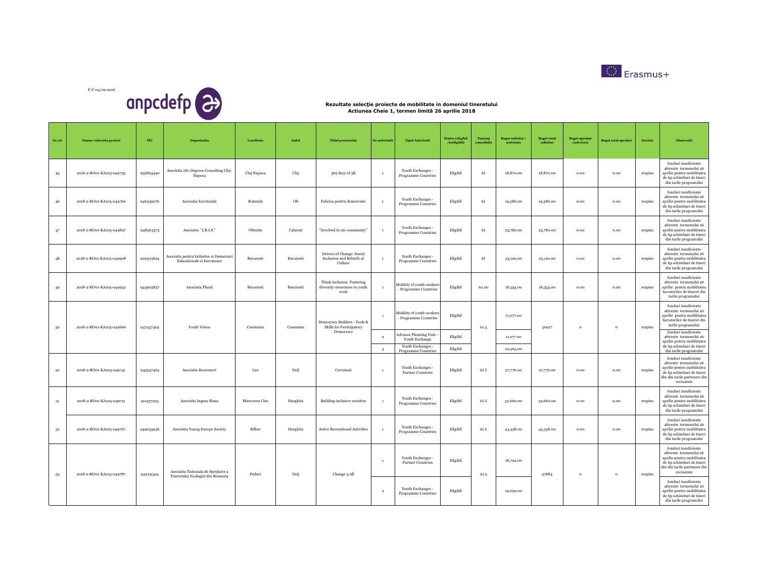F-C-04/02.2016

anpcdefp

Erasmus+

**Rezultate selecţie proiecte de mobilitate in domeniul tineretului**
**Actiunea Cheie 1, termen limită 26 aprilie 2018**

| Nr.crt | Numar referinta proiect | PIC | Organizatia | Localitate | Judet | Titlul proiectului | Nr activitatii | Tipul Activitatii | Status (eligibil /ineligibil) | Punctaj consolidat | Buget solicitat / activitate | Buget total solicitat | Buget aprobat /activitate | Buget total aprobat | Decizie | Observatii |
|---|---|---|---|---|---|---|---|---|---|---|---|---|---|---|---|---|
| 45 | 2018-2-RO01-KA105-049735 | 932823490 | Asociatia 180 Degrees Consulting Cluj-Napoca | Cluj Napoca | Cluj | 365 days of 3R | 1 | Youth Exchanges - Programme Countries | Eligibil | 62 | 18,870.00 | 18,870.00 | 0.00 | 0.00 | respins | fonduri insuficiente aferente termenului 26 aprilie pentru mobilitatea de tip schimburi de tineri din tarile programului |
| 46 | 2018-2-RO01-KA105-049766 | 946339276 | Asociatia Eurotunda | Rotunda | Olt | Fabrica pentru democratie | 1 | Youth Exchanges - Programme Countries | Eligibil | 62 | 19,586.00 | 19,586.00 | 0.00 | 0.00 | respins | fonduri insuficiente aferente termenului 26 aprilie pentru mobilitatea de tip schimburi de tineri din tarile programului |
| 47 | 2018-2-RO01-KA105-049827 | 948363375 | Asociatia "I.R.I.S." | Oltenita | Calarasi | "Involved in my community" | 1 | Youth Exchanges - Programme Countries | Eligibil | 62 | 23,780.00 | 23,780.00 | 0.00 | 0.00 | respins | fonduri insuficiente aferente termenului 26 aprilie pentru mobilitatea de tip schimburi de tineri din tarile programului |
| 48 | 2018-2-RO01-KA105-049908 | 919303824 | Asociatia pentru Initiative si Demersuri Educationale si Inovatoare | Bucuresti | Bucuresti | Drivers of Change: Social Inclusion and Rebirth of Culture | 1 | Youth Exchanges - Programme Countries | Eligibil | 62 | 23,120.00 | 23,120.00 | 0.00 | 0.00 | respins | fonduri insuficiente aferente termenului 26 aprilie pentru mobilitatea de tip schimburi de tineri din tarile programului |
| 49 | 2018-2-RO01-KA105-049952 | 943905837 | Asociatia Plural | Bucuresti | Bucuresti | Think inclusion. Fostering diversity-awareness in youth work | 1 | Mobility of youth workers - Programme Countries | Eligibil | 62.00 | 18,554.00 | 18,554.00 | 0.00 | 0.00 | respins | fonduri insuficiente aferente termenului 26 aprilie pentru mobilitatea lucratorilor de tineret din tarile programului |
| 50 | 2018-2-RO01-KA105-049666 | 947457492 | Youth Vision | Constanta | Constanta | Democracy Builders - Tools & Skills for Participatory Democracy | 1 | Mobility of youth workers - Programme Countries | Eligibil | 61.5 | 17,077.00 | 50917 | 0 | 0 | respins | fonduri insuficiente aferente termenului 26 aprilie pentru mobilitatea lucratorilor de tineret din tarile programului |
| | | | | | | | 2 | Advance Planning Visit - Youth Exchange | Eligibil | | 11,277.00 | | | | | fonduri insuficiente aferente termenului 26 aprilie pentru mobilitatea de tip schimburi de tineri din tarile programului |
| | | | | | | | 3 | Youth Exchanges - Programme Countries | Eligibil | | 22,563.00 | | | | | |
| 50 | 2018-2-RO01-KA105-049741 | 945547465 | Asociatia Reconnect | Leu | Dolj | Cercetasii | 1 | Youth Exchanges - Partner Countries | Eligibil | 61.5 | 27,776.00 | 27,776.00 | 0.00 | 0.00 | respins | fonduri insuficiente aferente termenului 26 aprilie pentru mobilitatea de tip schimburi de tineri din din tarile partenere din vecinatate |
| 51 | 2018-2-RO01-KA105-049751 | 911337505 | Asociatia Ingens Risus | Miercurea Ciuc | Harghita | Building inclusive societies | 1 | Youth Exchanges - Programme Countries | Eligibil | 61.5 | 32,660.00 | 32,660.00 | 0.00 | 0.00 | respins | fonduri insuficiente aferente termenului 26 aprilie pentru mobilitatea de tip schimburi de tineri din tarile programului |
| 52 | 2018-2-RO01-KA105-049767 | 949033936 | Asociatia Young Europe Society | Bilbor | Harghita | Active Recreational Activities | 1 | Youth Exchanges - Programme Countries | Eligibil | 61.5 | 43,538.00 | 43,538.00 | 0.00 | 0.00 | respins | fonduri insuficiente aferente termenului 26 aprilie pentru mobilitatea de tip schimburi de tineri din tarile programului |
| 53 | 2018-2-RO01-KA105-049787 | 949131324 | Asociatia Nationala de Sprijinire a Tineretului Ecologist din Romania | Podari | Dolj | Change 4 All | 1 | Youth Exchanges - Partner Countries | Eligibil | 61.5 | 18,792.00 | 37884 | 0 | 0 | respins | fonduri insuficiente aferente termenului 26 aprilie pentru mobilitatea de tip schimburi de tineri din din tarile partenere din vecinatate |
| | | | | | | | 2 | Youth Exchanges - Programme Countries | Eligibil | | 19,092.00 | | | | | fonduri insuficiente aferente termenului 26 aprilie pentru mobilitatea de tip schimburi de tineri din tarile programului |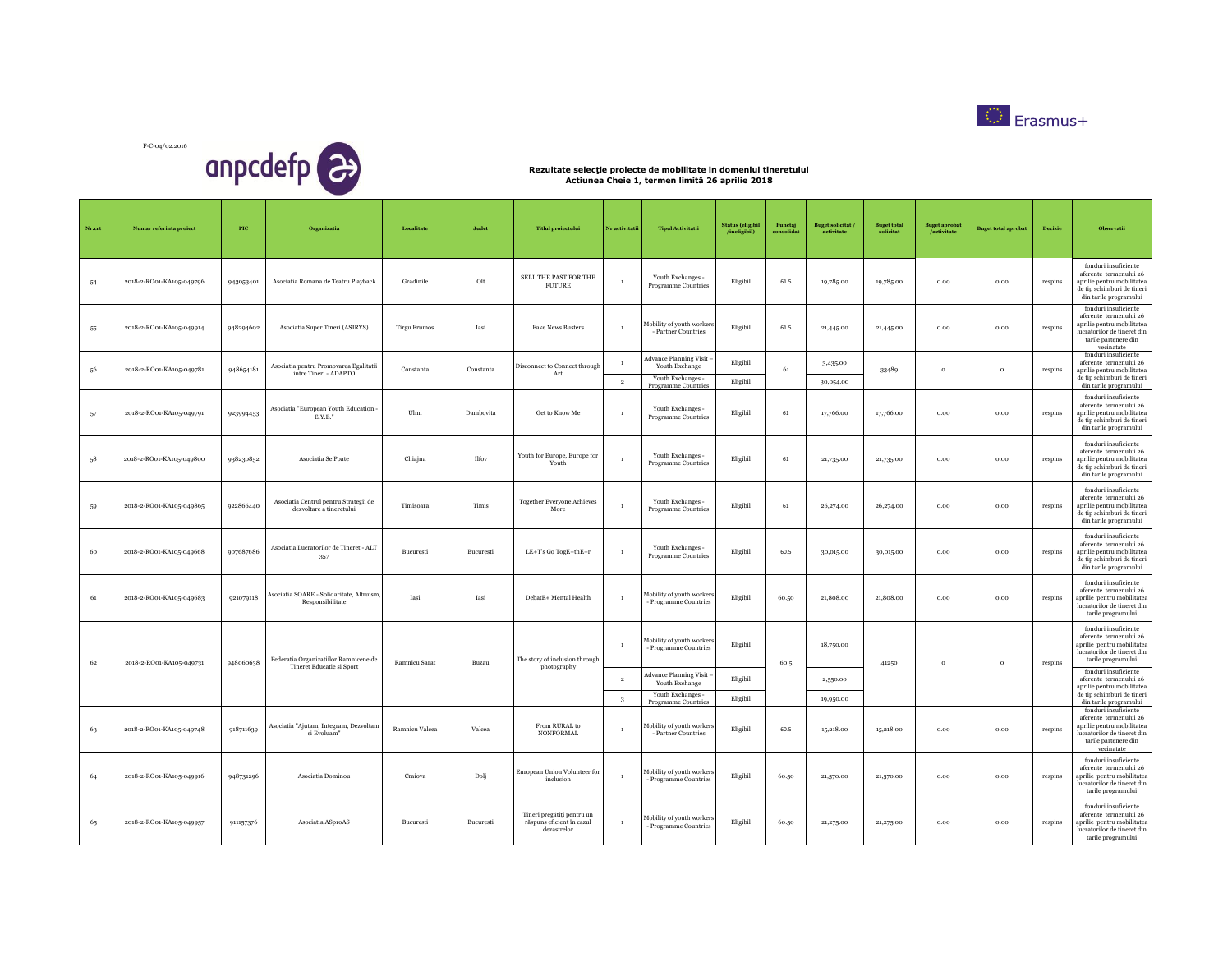F-C-04/02.2016

**Rezultate selecție proiecte de mobilitate in domeniul tineretului**
**Actiunea Cheie 1, termen limită 26 aprilie 2018**

| Nr.crt | Numar referinta proiect | PIC | Organizatia | Localitate | Judet | Titlul proiectului | Nr activitatii | Tipul Activitatii | Status (eligibil /ineligibil) | Punctaj consolidat | Buget solicitat / activitate | Buget total solicitat | Buget aprobat /activitate | Buget total aprobat | Decizie | Observatii |
|---|---|---|---|---|---|---|---|---|---|---|---|---|---|---|---|---|
| 54 | 2018-2-RO01-KA105-049796 | 943053401 | Asociatia Romana de Teatru Playback | Gradinile | Olt | SELL THE PAST FOR THE FUTURE | 1 | Youth Exchanges - Programme Countries | Eligibil | 61.5 | 19,785.00 | 19,785.00 | 0.00 | 0.00 | respins | fonduri insuficiente aferente termenului 26 aprilie pentru mobilitatea de tip schimburi de tineri din tarile programului |
| 55 | 2018-2-RO01-KA105-049914 | 948294602 | Asociatia Super Tineri (ASIRYS) | Tirgu Frumos | Iasi | Fake News Busters | 1 | Mobility of youth workers - Partner Countries | Eligibil | 61.5 | 21,445.00 | 21,445.00 | 0.00 | 0.00 | respins | fonduri insuficiente aferente termenului 26 aprilie pentru mobilitatea lucratorilor de tineret din tarile partenere din vecinatate |
| 56 | 2018-2-RO01-KA105-049781 | 948654181 | Asociatia pentru Promovarea Egalitatii intre Tineri - ADAPTO | Constanta | Constanta | Disconnect to Connect through Art | 1 | Advance Planning Visit – Youth Exchange | Eligibil | 61 | 3,435.00 | 33489 | 0 | 0 | respins | fonduri insuficiente aferente termenului 26 aprilie pentru mobilitatea de tip schimburi de tineri din tarile programului |
| | | | | | | | 2 | Youth Exchanges - Programme Countries | Eligibil | | 30,054.00 | | | | | |
| 57 | 2018-2-RO01-KA105-049791 | 923994453 | Asociatia "European Youth Education - E.Y.E." | Ulmi | Dambovita | Get to Know Me | 1 | Youth Exchanges - Programme Countries | Eligibil | 61 | 17,766.00 | 17,766.00 | 0.00 | 0.00 | respins | fonduri insuficiente aferente termenului 26 aprilie pentru mobilitatea de tip schimburi de tineri din tarile programului |
| 58 | 2018-2-RO01-KA105-049800 | 938230852 | Asociatia Se Poate | Chiajna | Ilfov | Youth for Europe, Europe for Youth | 1 | Youth Exchanges - Programme Countries | Eligibil | 61 | 21,735.00 | 21,735.00 | 0.00 | 0.00 | respins | fonduri insuficiente aferente termenului 26 aprilie pentru mobilitatea de tip schimburi de tineri din tarile programului |
| 59 | 2018-2-RO01-KA105-049865 | 922866440 | Asociatia Centrul pentru Strategii de dezvoltare a tineretului | Timisoara | Timis | Together Everyone Achieves More | 1 | Youth Exchanges - Programme Countries | Eligibil | 61 | 26,274.00 | 26,274.00 | 0.00 | 0.00 | respins | fonduri insuficiente aferente termenului 26 aprilie pentru mobilitatea de tip schimburi de tineri din tarile programului |
| 60 | 2018-2-RO01-KA105-049668 | 907687686 | Asociatia Lucratorilor de Tineret - ALT 357 | Bucuresti | Bucuresti | LE+T's Go TogE+thE+r | 1 | Youth Exchanges - Programme Countries | Eligibil | 60.5 | 30,015.00 | 30,015.00 | 0.00 | 0.00 | respins | fonduri insuficiente aferente termenului 26 aprilie pentru mobilitatea de tip schimburi de tineri din tarile programului |
| 61 | 2018-2-RO01-KA105-049683 | 921079118 | Asociatia SOARE - Solidaritate, Altruism, Responsibilitate | Iasi | Iasi | DebatE+ Mental Health | 1 | Mobility of youth workers - Programme Countries | Eligibil | 60.50 | 21,808.00 | 21,808.00 | 0.00 | 0.00 | respins | fonduri insuficiente aferente termenului 26 aprilie pentru mobilitatea lucratorilor de tineret din tarile programului |
| 62 | 2018-2-RO01-KA105-049731 | 948060638 | Federatia Organizatiilor Ramnicene de Tineret Educatie si Sport | Ramnicu Sarat | Buzau | The story of inclusion through photography | 1 | Mobility of youth workers - Programme Countries | Eligibil | 60.5 | 18,750.00 | 41250 | 0 | 0 | respins | fonduri insuficiente aferente termenului 26 aprilie pentru mobilitatea lucratorilor de tineret din tarile programului |
| | | | | | | | 2 | Advance Planning Visit – Youth Exchange | Eligibil | | 2,550.00 | | | | | fonduri insuficiente aferente termenului 26 aprilie pentru mobilitatea de tip schimburi de tineri din tarile programului |
| | | | | | | | 3 | Youth Exchanges - Programme Countries | Eligibil | | 19,950.00 | | | | | |
| 63 | 2018-2-RO01-KA105-049748 | 918711639 | Asociatia "Ajutam, Integram, Dezvoltam si Evoluam" | Ramnicu Valcea | Valcea | From RURAL to NONFORMAL | 1 | Mobility of youth workers - Partner Countries | Eligibil | 60.5 | 15,218.00 | 15,218.00 | 0.00 | 0.00 | respins | fonduri insuficiente aferente termenului 26 aprilie pentru mobilitatea lucratorilor de tineret din tarile partenere din vecinatate |
| 64 | 2018-2-RO01-KA105-049916 | 948731296 | Asociatia Dominou | Craiova | Dolj | European Union Volunteer for inclusion | 1 | Mobility of youth workers - Programme Countries | Eligibil | 60.50 | 21,570.00 | 21,570.00 | 0.00 | 0.00 | respins | fonduri insuficiente aferente termenului 26 aprilie pentru mobilitatea lucratorilor de tineret din tarile programului |
| 65 | 2018-2-RO01-KA105-049957 | 911157376 | Asociatia ASproAS | Bucuresti | Bucuresti | Tineri pregătiți pentru un răspuns eficient în cazul dezastrelor | 1 | Mobility of youth workers - Programme Countries | Eligibil | 60.50 | 21,275.00 | 21,275.00 | 0.00 | 0.00 | respins | fonduri insuficiente aferente termenului 26 aprilie pentru mobilitatea lucratorilor de tineret din tarile programului |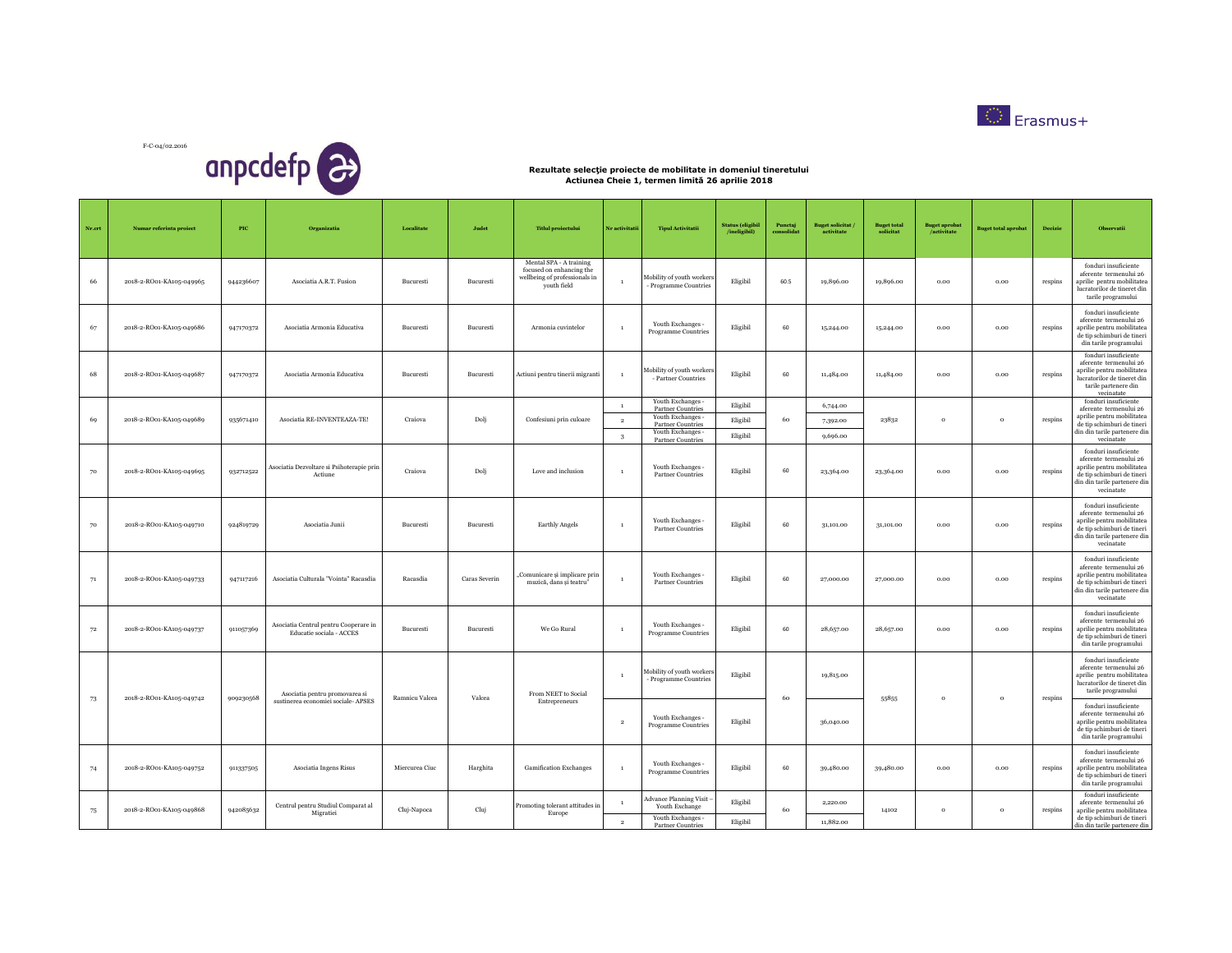F-C-04/02.2016

# Rezultate selecţie proiecte de mobilitate in domeniul tineretului
## Actiunea Cheie 1, termen limită 26 aprilie 2018

| Nr.crt | Numar referinta proiect | PIC | Organizatia | Localitate | Judet | Titlul proiectului | Nr activitatii | Tipul Activitatii | Status (eligibil /ineligibil) | Punctaj consolidat | Buget solicitat / activitate | Buget total solicitat | Buget aprobat /activitate | Buget total aprobat | Decizie | Observatii |
|---|---|---|---|---|---|---|---|---|---|---|---|---|---|---|---|---|
| 66 | 2018-2-RO01-KA105-049965 | 944236607 | Asociatia A.R.T. Fusion | Bucuresti | Bucuresti | Mental SPA - A training focused on enhancing the wellbeing of professionals in youth field | 1 | Mobility of youth workers - Programme Countries | Eligibil | 60.5 | 19,896.00 | 19,896.00 | 0.00 | 0.00 | respins | fonduri insuficiente aferente termenului 26 aprilie pentru mobilitatea lucratorilor de tineret din tarile programului |
| 67 | 2018-2-RO01-KA105-049686 | 947170372 | Asociatia Armonia Educativa | Bucuresti | Bucuresti | Armonia cuvintelor | 1 | Youth Exchanges - Programme Countries | Eligibil | 60 | 15,244.00 | 15,244.00 | 0.00 | 0.00 | respins | fonduri insuficiente aferente termenului 26 aprilie pentru mobilitatea de tip schimburi de tineri din tarile programului |
| 68 | 2018-2-RO01-KA105-049687 | 947170372 | Asociatia Armonia Educativa | Bucuresti | Bucuresti | Actiuni pentru tinerii migranti | 1 | Mobility of youth workers - Partner Countries | Eligibil | 60 | 11,484.00 | 11,484.00 | 0.00 | 0.00 | respins | fonduri insuficiente aferente termenului 26 aprilie pentru mobilitatea lucratorilor de tineret din tarile partenere din vecinatate |
| 69 | 2018-2-RO01-KA105-049689 | 935671410 | Asociatia RE-INVENTEAZA-TE! | Craiova | Dolj | Confesiuni prin culoare | 1 | Youth Exchanges - Partner Countries | Eligibil | 60 | 6,744.00 | 23832 | 0 | 0 | respins | fonduri insuficiente aferente termenului 26 aprilie pentru mobilitatea de tip schimburi de tineri din din tarile partenere din vecinatate |
| | | | | | | | 2 | Youth Exchanges - Partner Countries | Eligibil | | 7,392.00 | | | | | |
| | | | | | | | 3 | Youth Exchanges - Partner Countries | Eligibil | | 9,696.00 | | | | | |
| 70 | 2018-2-RO01-KA105-049695 | 932712522 | Asociatia Dezvoltare si Psihoterapie prin Actiune | Craiova | Dolj | Love and inclusion | 1 | Youth Exchanges - Partner Countries | Eligibil | 60 | 23,364.00 | 23,364.00 | 0.00 | 0.00 | respins | fonduri insuficiente aferente termenului 26 aprilie pentru mobilitatea de tip schimburi de tineri din din tarile partenere din vecinatate |
| 70 | 2018-2-RO01-KA105-049710 | 924819729 | Asociatia Junii | Bucuresti | Bucuresti | Earthly Angels | 1 | Youth Exchanges - Partner Countries | Eligibil | 60 | 31,101.00 | 31,101.00 | 0.00 | 0.00 | respins | fonduri insuficiente aferente termenului 26 aprilie pentru mobilitatea de tip schimburi de tineri din din tarile partenere din vecinatate |
| 71 | 2018-2-RO01-KA105-049733 | 947117216 | Asociatia Culturala "Vointa" Racasdia | Racasdia | Caras Severin | „Comunicare și implicare prin muzică, dans și teatru" | 1 | Youth Exchanges - Partner Countries | Eligibil | 60 | 27,000.00 | 27,000.00 | 0.00 | 0.00 | respins | fonduri insuficiente aferente termenului 26 aprilie pentru mobilitatea de tip schimburi de tineri din din tarile partenere din vecinatate |
| 72 | 2018-2-RO01-KA105-049737 | 911057369 | Asociatia Centrul pentru Cooperare in Educatie sociala - ACCES | Bucuresti | Bucuresti | We Go Rural | 1 | Youth Exchanges - Programme Countries | Eligibil | 60 | 28,657.00 | 28,657.00 | 0.00 | 0.00 | respins | fonduri insuficiente aferente termenului 26 aprilie pentru mobilitatea de tip schimburi de tineri din tarile programului |
| 73 | 2018-2-RO01-KA105-049742 | 909230568 | Asociatia pentru promovarea si sustinerea economiei sociale- APSES | Ramnicu Valcea | Valcea | From NEET to Social Entrepreneurs | 1 | Mobility of youth workers - Programme Countries | Eligibil | 60 | 19,815.00 | 55855 | 0 | 0 | respins | fonduri insuficiente aferente termenului 26 aprilie pentru mobilitatea lucratorilor de tineret din tarile programului |
| | | | | | | | 2 | Youth Exchanges - Programme Countries | Eligibil | | 36,040.00 | | | | | fonduri insuficiente aferente termenului 26 aprilie pentru mobilitatea de tip schimburi de tineri din tarile programului |
| 74 | 2018-2-RO01-KA105-049752 | 911337505 | Asociatia Ingens Risus | Miercurea Ciuc | Harghita | Gamification Exchanges | 1 | Youth Exchanges - Programme Countries | Eligibil | 60 | 39,480.00 | 39,480.00 | 0.00 | 0.00 | respins | fonduri insuficiente aferente termenului 26 aprilie pentru mobilitatea de tip schimburi de tineri din tarile programului |
| 75 | 2018-2-RO01-KA105-049868 | 942085632 | Centrul pentru Studiul Comparat al Migratiei | Cluj-Napoca | Cluj | Promoting tolerant attitudes in Europe | 1 | Advance Planning Visit – Youth Exchange | Eligibil | 60 | 2,220.00 | 14102 | 0 | 0 | respins | fonduri insuficiente aferente termenului 26 aprilie pentru mobilitatea de tip schimburi de tineri din din tarile partenere din |
| | | | | | | | 2 | Youth Exchanges - Partner Countries | Eligibil | | 11,882.00 | | | | | |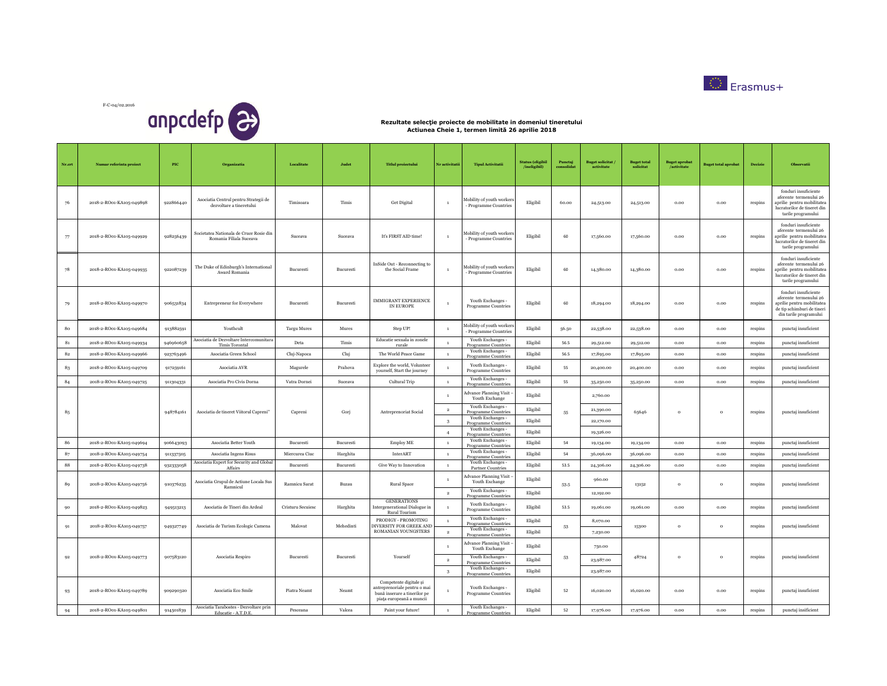F-C-04/02.2016

**Rezultate selecţie proiecte de mobilitate in domeniul tineretului**
**Actiunea Cheie 1, termen limită 26 aprilie 2018**

| Nr.crt | Numar referinta proiect | PIC | Organizatia | Localitate | Judet | Titlul proiectului | Nr activitatii | Tipul Activitatii | Status (eligibil /ineligibil) | Punctaj consolidat | Buget solicitat / activitate | Buget total solicitat | Buget aprobat /activitate | Buget total aprobat | Decizie | Observatii |
|---|---|---|---|---|---|---|---|---|---|---|---|---|---|---|---|---|
| 76 | 2018-2-RO01-KA105-049898 | 922866440 | Asociatia Centrul pentru Strategii de dezvoltare a tineretului | Timisoara | Timis | Get Digital | 1 | Mobility of youth workers - Programme Countries | Eligibil | 60.00 | 24,513.00 | 24,513.00 | 0.00 | 0.00 | respins | fonduri insuficiente aferente termenului 26 aprilie pentru mobilitatea lucratorilor de tineret din tarile programului |
| 77 | 2018-2-RO01-KA105-049929 | 928256439 | Societatea Nationala de Cruce Rosie din Romania Filiala Suceava | Suceava | Suceava | It's FIRST AID time! | 1 | Mobility of youth workers - Programme Countries | Eligibil | 60 | 17,560.00 | 17,560.00 | 0.00 | 0.00 | respins | fonduri insuficiente aferente termenului 26 aprilie pentru mobilitatea lucratorilor de tineret din tarile programului |
| 78 | 2018-2-RO01-KA105-049935 | 922087239 | The Duke of Edinburgh's International Award Romania | Bucuresti | Bucuresti | InSide Out - Reconnecting to the Social Frame | 1 | Mobility of youth workers - Programme Countries | Eligibil | 60 | 14,380.00 | 14,380.00 | 0.00 | 0.00 | respins | fonduri insuficiente aferente termenului 26 aprilie pentru mobilitatea lucratorilor de tineret din tarile programului |
| 79 | 2018-2-RO01-KA105-049970 | 906531834 | Entrepreneur for Everywhere | Bucuresti | Bucuresti | IMMIGRANT EXPERIENCE IN EUROPE | 1 | Youth Exchanges - Programme Countries | Eligibil | 60 | 18,294.00 | 18,294.00 | 0.00 | 0.00 | respins | fonduri insuficiente aferente termenului 26 aprilie pentru mobilitatea de tip schimburi de tineri din tarile programului |
| 80 | 2018-2-RO01-KA105-049684 | 913882591 | Youthcult | Targu Mures | Mures | Step UP! | 1 | Mobility of youth workers - Programme Countries | Eligibil | 56.50 | 22,538.00 | 22,538.00 | 0.00 | 0.00 | respins | punctaj insuficient |
| 81 | 2018-2-RO01-KA105-049934 | 946960658 | Asociatia de Dezvoltare Intercomunitara Timis Torontal | Deta | Timis | Educatie sexuala in zonele rurale | 1 | Youth Exchanges - Programme Countries | Eligibil | 56.5 | 29,512.00 | 29,512.00 | 0.00 | 0.00 | respins | punctaj insuficient |
| 82 | 2018-2-RO01-KA105-049966 | 923763496 | Asociatia Green School | Cluj-Napoca | Cluj | The World Peace Game | 1 | Youth Exchanges - Programme Countries | Eligibil | 56.5 | 17,895.00 | 17,895.00 | 0.00 | 0.00 | respins | punctaj insuficient |
| 83 | 2018-2-RO01-KA105-049709 | 917259161 | Asociatia AVR | Magurele | Prahova | Explore the world, Volunteer yourself, Start the journey | 1 | Youth Exchanges - Programme Countries | Eligibil | 55 | 20,400.00 | 20,400.00 | 0.00 | 0.00 | respins | punctaj insuficient |
| 84 | 2018-2-RO01-KA105-049725 | 911304331 | Asociatia Pro Civis Dorna | Vatra Dornei | Suceava | Cultural Trip | 1 | Youth Exchanges - Programme Countries | Eligibil | 55 | 35,250.00 | 35,250.00 | 0.00 | 0.00 | respins | punctaj insuficient |
| 85 | | 948784161 | Asociatia de tineret Viitorul Capreni" | Capreni | Gorj | Antreprenoriat Social | 1 | Advance Planning Visit – Youth Exchange | Eligibil | 55 | 2,760.00 | 65646 | 0 | 0 | respins | punctaj insuficient |
| | | | | | | | 2 | Youth Exchanges - Programme Countries | Eligibil | | 21,390.00 | | | | | |
| | | | | | | | 3 | Youth Exchanges - Programme Countries | Eligibil | | 22,170.00 | | | | | |
| | | | | | | | 4 | Youth Exchanges - Programme Countries | Eligibil | | 19,326.00 | | | | | |
| 86 | 2018-2-RO01-KA105-049694 | 906643093 | Asociatia Better Youth | Bucuresti | Bucuresti | Employ ME | 1 | Youth Exchanges - Programme Countries | Eligibil | 54 | 19,134.00 | 19,134.00 | 0.00 | 0.00 | respins | punctaj insuficient |
| 87 | 2018-2-RO01-KA105-049754 | 911337505 | Asociatia Ingens Risus | Miercurea Ciuc | Harghita | InterART | 1 | Youth Exchanges - Programme Countries | Eligibil | 54 | 36,096.00 | 36,096.00 | 0.00 | 0.00 | respins | punctaj insuficient |
| 88 | 2018-2-RO01-KA105-049738 | 932333058 | Asociatia Expert for Security and Global Affairs | Bucuresti | Bucuresti | Give Way to Innovation | 1 | Youth Exchanges - Partner Countries | Eligibil | 53.5 | 24,306.00 | 24,306.00 | 0.00 | 0.00 | respins | punctaj insuficient |
| 89 | 2018-2-RO01-KA105-049756 | 910376235 | Asociatia Grupul de Actiune Locala Sus Ramnicul | Ramnicu Sarat | Buzau | Rural Space | 1 | Advance Planning Visit – Youth Exchange | Eligibil | 53.5 | 960.00 | 13152 | 0 | 0 | respins | punctaj insuficient |
| | | | | | | | 2 | Youth Exchanges - Programme Countries | Eligibil | | 12,192.00 | | | | | |
| 90 | 2018-2-RO01-KA105-049823 | 949513213 | Asociatia de Tineri din Ardeal | Cristuru Secuiesc | Harghita | GENERATIONS Intergenerational Dialogue in Rural Tourism | 1 | Youth Exchanges - Programme Countries | Eligibil | 53.5 | 19,061.00 | 19,061.00 | 0.00 | 0.00 | respins | punctaj insuficient |
| 91 | 2018-2-RO01-KA105-049757 | 949327749 | Asociatia de Turism Ecologic Camena | Malovat | Mehedinti | PRODIGY - PROMOTING DIVERSITY FOR GREEK AND ROMANIAN YOUNGSTERS | 1 | Youth Exchanges - Programme Countries | Eligibil | 53 | 8,070.00 | 15300 | 0 | 0 | respins | punctaj insuficient |
| | | | | | | | 2 | Youth Exchanges - Programme Countries | Eligibil | | 7,230.00 | | | | | |
| 92 | 2018-2-RO01-KA105-049773 | 907583120 | Asociatia Respiro | Bucuresti | Bucuresti | Yourself | 1 | Advance Planning Visit – Youth Exchange | Eligibil | 53 | 750.00 | 48724 | 0 | 0 | respins | punctaj insuficient |
| | | | | | | | 2 | Youth Exchanges - Programme Countries | Eligibil | | 23,987.00 | | | | | |
| | | | | | | | 3 | Youth Exchanges - Programme Countries | Eligibil | | 23,987.00 | | | | | |
| 93 | 2018-2-RO01-KA105-049789 | 909290320 | Asociatia Eco Smile | Piatra Neamt | Neamt | Competente digitale și antreprenoriale pentru o mai bună inserare a tinerilor pe piața europeană a muncii | 1 | Youth Exchanges - Programme Countries | Eligibil | 52 | 16,020.00 | 16,020.00 | 0.00 | 0.00 | respins | punctaj insuficient |
| 94 | 2018-2-RO01-KA105-049801 | 914501839 | Asociatia Tarabostes - Dezvoltare prin Educatie - A.T.D.E. | Pesceana | Valcea | Paint your future! | 1 | Youth Exchanges - Programme Countries | Eligibil | 52 | 17,976.00 | 17,976.00 | 0.00 | 0.00 | respins | punctaj insificient |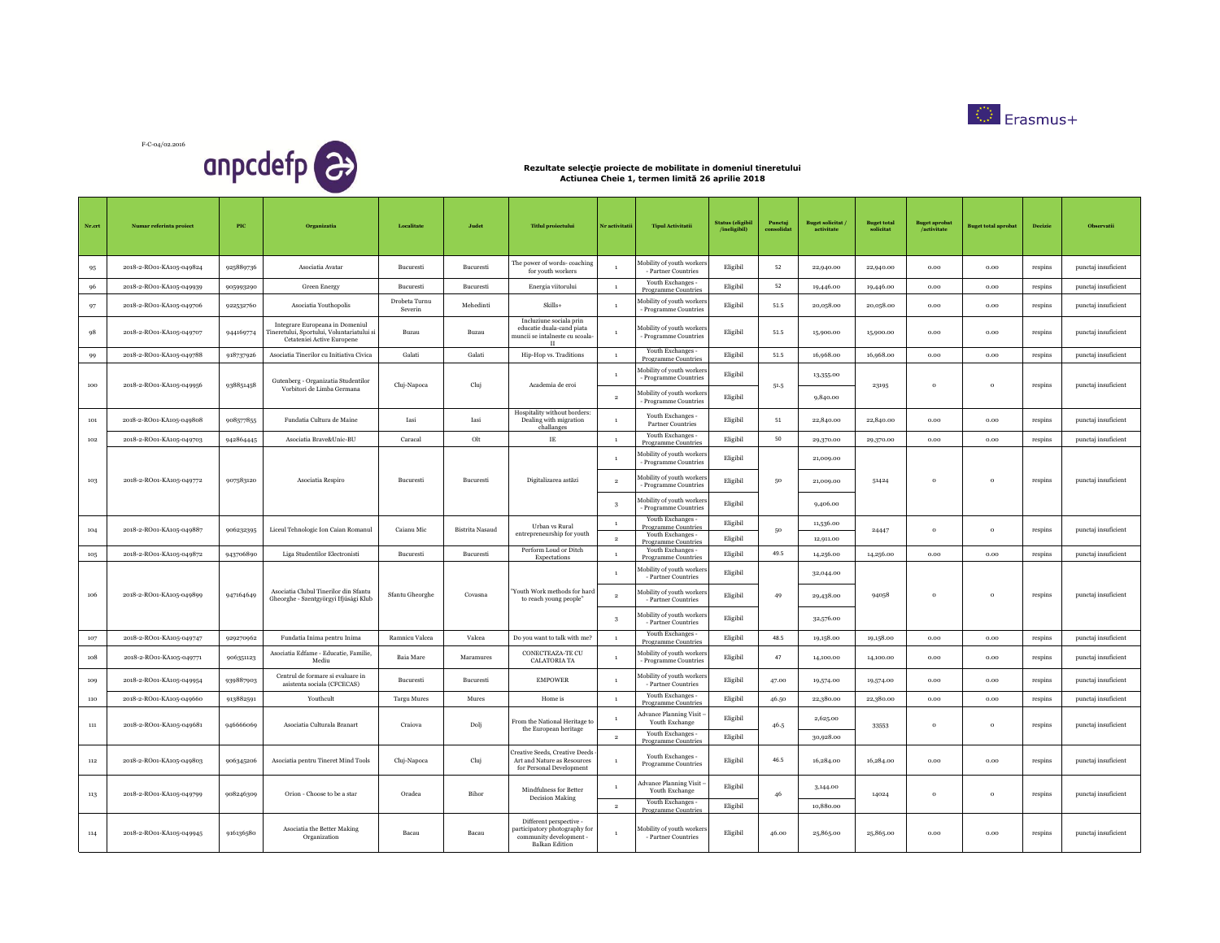F-C-04/02.2016

**Rezultate selecție proiecte de mobilitate in domeniul tineretului**
**Actiunea Cheie 1, termen limită 26 aprilie 2018**

| Nr.crt | Numar referinta proiect | PIC | Organizatia | Localitate | Judet | Titlul proiectului | Nr activitatii | Tipul Activitatii | Status (eligibil /ineligibil) | Punctaj consolidat | Buget solicitat / activitate | Buget total solicitat | Buget aprobat /activitate | Buget total aprobat | Decizie | Observatii |
|---|---|---|---|---|---|---|---|---|---|---|---|---|---|---|---|---|
| 95 | 2018-2-RO01-KA105-049824 | 925889736 | Asociatia Avatar | Bucuresti | Bucuresti | The power of words- coaching for youth workers | 1 | Mobility of youth workers - Partner Countries | Eligibil | 52 | 22,940.00 | 22,940.00 | 0.00 | 0.00 | respins | punctaj insuficient |
| 96 | 2018-2-RO01-KA105-049939 | 905993290 | Green Energy | Bucuresti | Bucuresti | Energia viitorului | 1 | Youth Exchanges - Programme Countries | Eligibil | 52 | 19,446.00 | 19,446.00 | 0.00 | 0.00 | respins | punctaj insuficient |
| 97 | 2018-2-RO01-KA105-049706 | 922532760 | Asociatia Youthopolis | Drobeta Turnu Severin | Mehedinti | Skills+ | 1 | Mobility of youth workers - Programme Countries | Eligibil | 51.5 | 20,058.00 | 20,058.00 | 0.00 | 0.00 | respins | punctaj insuficient |
| 98 | 2018-2-RO01-KA105-049707 | 944169774 | Integrare Europeana in Domeniul Tineretului, Sportului, Voluntariatului si Cetateniei Active Europene | Buzau | Buzau | Incluziune sociala prin educatie duala-cand piata muncii se intalneste cu scoala-II | 1 | Mobility of youth workers - Programme Countries | Eligibil | 51.5 | 15,900.00 | 15,900.00 | 0.00 | 0.00 | respins | punctaj insuficient |
| 99 | 2018-2-RO01-KA105-049788 | 918737926 | Asociatia Tinerilor cu Initiativa Civica | Galati | Galati | Hip-Hop vs. Traditions | 1 | Youth Exchanges - Programme Countries | Eligibil | 51.5 | 16,968.00 | 16,968.00 | 0.00 | 0.00 | respins | punctaj insuficient |
| 100 | 2018-2-RO01-KA105-049956 | 938851458 | Gutenberg - Organizatia Studentilor Vorbitori de Limba Germana | Cluj-Napoca | Cluj | Academia de eroi | 1 | Mobility of youth workers - Programme Countries | Eligibil | 51.5 | 13,355.00 | 23195 | 0 | 0 | respins | punctaj insuficient |
| | | | | | | | 2 | Mobility of youth workers - Programme Countries | Eligibil | | 9,840.00 | | | | | |
| 101 | 2018-2-RO01-KA105-049808 | 908577855 | Fundatia Cultura de Maine | Iasi | Iasi | Hospitality without borders: Dealing with migration challanges | 1 | Youth Exchanges - Partner Countries | Eligibil | 51 | 22,840.00 | 22,840.00 | 0.00 | 0.00 | respins | punctaj insuficient |
| 102 | 2018-2-RO01-KA105-049703 | 942864445 | Asociatia Brave&Unic-BU | Caracal | Olt | IE | 1 | Youth Exchanges - Programme Countries | Eligibil | 50 | 29,370.00 | 29,370.00 | 0.00 | 0.00 | respins | punctaj insuficient |
| 103 | 2018-2-RO01-KA105-049772 | 907583120 | Asociatia Respiro | Bucuresti | Bucuresti | Digitalizarea astăzi | 1 | Mobility of youth workers - Programme Countries | Eligibil | 50 | 21,009.00 | 51424 | 0 | 0 | respins | punctaj insuficient |
| | | | | | | | 2 | Mobility of youth workers - Programme Countries | Eligibil | | 21,009.00 | | | | | |
| | | | | | | | 3 | Mobility of youth workers - Programme Countries | Eligibil | | 9,406.00 | | | | | |
| 104 | 2018-2-RO01-KA105-049887 | 906232395 | Liceul Tehnologic Ion Caian Romanul | Caianu Mic | Bistrita Nasaud | Urban vs Rural entrepreneurship for youth | 1 | Youth Exchanges - Programme Countries | Eligibil | 50 | 11,536.00 | 24447 | 0 | 0 | respins | punctaj insuficient |
| | | | | | | | 2 | Youth Exchanges - Programme Countries | Eligibil | | 12,911.00 | | | | | |
| 105 | 2018-2-RO01-KA105-049872 | 943706890 | Liga Studentilor Electronisti | Bucuresti | Bucuresti | Perform Loud or Ditch Expectations | 1 | Youth Exchanges - Programme Countries | Eligibil | 49.5 | 14,256.00 | 14,256.00 | 0.00 | 0.00 | respins | punctaj insuficient |
| 106 | 2018-2-RO01-KA105-049899 | 947164649 | Asociatia Clubul Tinerilor din Sfantu Gheorghe - Szentgyörgyi Ifjúsági Klub | Sfantu Gheorghe | Covasna | "Youth Work methods for hard to reach young people" | 1 | Mobility of youth workers - Partner Countries | Eligibil | 49 | 32,044.00 | 94058 | 0 | 0 | respins | punctaj insuficient |
| | | | | | | | 2 | Mobility of youth workers - Partner Countries | Eligibil | | 29,438.00 | | | | | |
| | | | | | | | 3 | Mobility of youth workers - Partner Countries | Eligibil | | 32,576.00 | | | | | |
| 107 | 2018-2-RO01-KA105-049747 | 929270962 | Fundatia Inima pentru Inima | Ramnicu Valcea | Valcea | Do you want to talk with me? | 1 | Youth Exchanges - Programme Countries | Eligibil | 48.5 | 19,158.00 | 19,158.00 | 0.00 | 0.00 | respins | punctaj insuficient |
| 108 | 2018-2-RO01-KA105-049771 | 906351123 | Asociatia Edfame - Educatie, Familie, Mediu | Baia Mare | Maramures | CONECTEAZA-TE CU CALATORIA TA | 1 | Mobility of youth workers - Programme Countries | Eligibil | 47 | 14,100.00 | 14,100.00 | 0.00 | 0.00 | respins | punctaj insuficient |
| 109 | 2018-2-RO01-KA105-049954 | 939887903 | Centrul de formare si evaluare in asistenta sociala (CFCECAS) | Bucuresti | Bucuresti | EMPOWER | 1 | Mobility of youth workers - Partner Countries | Eligibil | 47.00 | 19,574.00 | 19,574.00 | 0.00 | 0.00 | respins | punctaj insuficient |
| 110 | 2018-2-RO01-KA105-049660 | 913882591 | Youthcult | Targu Mures | Mures | Home is | 1 | Youth Exchanges - Programme Countries | Eligibil | 46.50 | 22,380.00 | 22,380.00 | 0.00 | 0.00 | respins | punctaj insuficient |
| 111 | 2018-2-RO01-KA105-049681 | 946666069 | Asociatia Culturala Branart | Craiova | Dolj | From the National Heritage to the European heritage | 1 | Advance Planning Visit – Youth Exchange | Eligibil | 46.5 | 2,625.00 | 33553 | 0 | 0 | respins | punctaj insuficient |
| | | | | | | | 2 | Youth Exchanges - Programme Countries | Eligibil | | 30,928.00 | | | | | |
| 112 | 2018-2-RO01-KA105-049803 | 906345206 | Asociatia pentru Tineret Mind Tools | Cluj-Napoca | Cluj | Creative Seeds, Creative Deeds - Art and Nature as Resources for Personal Development | 1 | Youth Exchanges - Programme Countries | Eligibil | 46.5 | 16,284.00 | 16,284.00 | 0.00 | 0.00 | respins | punctaj insuficient |
| 113 | 2018-2-RO01-KA105-049799 | 908246309 | Orion - Choose to be a star | Oradea | Bihor | Mindfulness for Better Decision Making | 1 | Advance Planning Visit – Youth Exchange | Eligibil | 46 | 3,144.00 | 14024 | 0 | 0 | respins | punctaj insuficient |
| | | | | | | | 2 | Youth Exchanges - Programme Countries | Eligibil | | 10,880.00 | | | | | |
| 114 | 2018-2-RO01-KA105-049945 | 916136580 | Asociatia the Better Making Organization | Bacau | Bacau | Different perspective - participatory photography for community development - Balkan Edition | 1 | Mobility of youth workers - Partner Countries | Eligibil | 46.00 | 25,865.00 | 25,865.00 | 0.00 | 0.00 | respins | punctaj insuficient |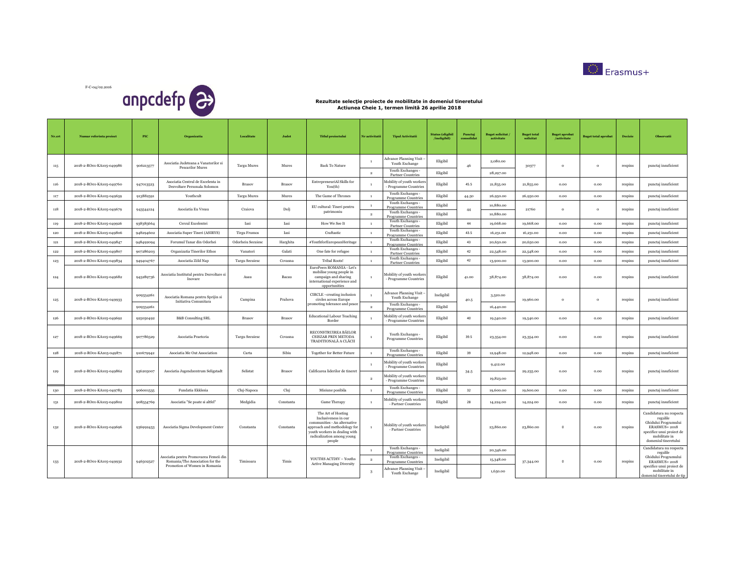F-C-04/02.2016

**Rezultate selecție proiecte de mobilitate in domeniul tineretului**
**Actiunea Cheie 1, termen limită 26 aprilie 2018**

| Nr.crt | Numar referinta proiect | PIC | Organizatia | Localitate | Judet | Titlul proiectului | Nr activitatii | Tipul Activitatii | Status (eligibil /ineligibil) | Punctaj consolidat | Buget solicitat / activitate | Buget total solicitat | Buget aprobat /activitate | Buget total aprobat | Decizie | Observatii |
|---|---|---|---|---|---|---|---|---|---|---|---|---|---|---|---|---|
| 115 | 2018-2-RO01-KA105-049986 | 906213577 | Asociatia Judeteana a Vanatorilor si Pescarilor Mures | Targu Mures | Mures | Back To Nature | 1 | Advance Planning Visit – Youth Exchange | Eligibil | 46 | 2,080.00 | 30377 | 0 | 0 | respins | punctaj insuficient |
| | | | | | | | 2 | Youth Exchanges - Partner Countries | Eligibil | | 28,297.00 | | | | | |
| 116 | 2018-2-RO01-KA105-049760 | 947013523 | Asociatia Centrul de Excelenta in Dezvoltare Personala Solomon | Brasov | Brasov | EntrepreneuriAl Skills for You(th) | 1 | Mobility of youth workers - Programme Countries | Eligibil | 45.5 | 21,855.00 | 21,855.00 | 0.00 | 0.00 | respins | punctaj insuficient |
| 117 | 2018-2-RO01-KA105-049659 | 913882591 | Youthcult | Targu Mures | Mures | The Game of Thrones | 1 | Youth Exchanges - Programme Countries | Eligibil | 44.50 | 26,950.00 | 26,950.00 | 0.00 | 0.00 | respins | punctaj insuficient |
| 118 | 2018-2-RO01-KA105-049679 | 943544124 | Asociatia Eu Vreau | Craiova | Dolj | EU cultural: Tineri pentru patrimoniu | 1 | Youth Exchanges - Programme Countries | Eligibil | 44 | 10,880.00 | 21760 | 0 | 0 | respins | punctaj insuficient |
| | | | | | | | 2 | Youth Exchanges - Programme Countries | Eligibil | | 10,880.00 | | | | | |
| 119 | 2018-2-RO01-KA105-049926 | 938385664 | Cercul Excelentei | Iasi | Iasi | How We See It | 1 | Youth Exchanges - Partner Countries | Eligibil | 44 | 19,668.00 | 19,668.00 | 0.00 | 0.00 | respins | punctaj insuficient |
| 120 | 2018-2-RO01-KA105-049806 | 948294602 | Asociatia Super Tineri (ASIRYS) | Tirgu Frumos | Iasi | Craftastic | 1 | Youth Exchanges - Programme Countries | Eligibil | 43.5 | 16,231.00 | 16,231.00 | 0.00 | 0.00 | respins | punctaj insuficient |
| 121 | 2018-2-RO01-KA105-049847 | 948492094 | Forumul Tanar din Odorhei | Odorheiu Secuiesc | Harghita | #YouthforEuropeanHeritage | 1 | Youth Exchanges - Programme Countries | Eligibil | 43 | 20,650.00 | 20,650.00 | 0.00 | 0.00 | respins | punctaj insuficient |
| 122 | 2018-2-RO01-KA105-049807 | 907286203 | Organizatia Tinerilor Ethos | Vanatori | Galati | One fate for refugee | 1 | Youth Exchanges - Partner Countries | Eligibil | 42 | 22,548.00 | 22,548.00 | 0.00 | 0.00 | respins | punctaj insuficient |
| 123 | 2018-2-RO01-KA105-049834 | 949404767 | Asociatia Zöld Nap | Targu Secuiesc | Covasna | Tribal Roots! | 1 | Youth Exchanges - Partner Countries | Eligibil | 42 | 13,900.00 | 13,900.00 | 0.00 | 0.00 | respins | punctaj insuficient |
| 124 | 2018-2-RO01-KA105-049682 | 945289736 | Asociatia Institutul pentru Dezvoltare si Inovare | Asau | Bacau | EuroPeers ROMANIA - Let's mobilise young people in campaign and sharing international experience and opportunities | 1 | Mobility of youth workers - Programme Countries | Eligibil | 41.00 | 38,874.00 | 38,874.00 | 0.00 | 0.00 | respins | punctaj insuficient |
| 125 | 2018-2-RO01-KA105-049933 | 909334261 | Asociatia Romana pentru Sprijin si Initiativa Comunitara | Campina | Prahova | CIRCLE –creating inclusion circles across Europe promoting tolerance and peace | 1 | Advance Planning Visit – Youth Exchange | Ineligibil | 40.5 | 3,520.00 | 19,960.00 | 0 | 0 | respins | punctaj insuficient |
| | | 909334261 | | | | | 2 | Youth Exchanges - Programme Countries | Eligibil | | 16,440.00 | | | | | |
| 126 | 2018-2-RO01-KA105-049692 | 925050492 | B&B Consulting SRL | Brasov | Brasov | Educational Labour Teaching Border | 1 | Mobility of youth workers - Programme Countries | Eligibil | 40 | 19,540.00 | 19,540.00 | 0.00 | 0.00 | respins | punctaj insuficient |
| 127 | 2018-2-RO01-KA105-049669 | 907786529 | Asociatia Praetoria | Targu Secuiesc | Covasna | RECONSTRUIREA BĂILOR CSISZAR PRIN METODA TRADIȚIONALĂ A CLĂCII | 1 | Youth Exchanges - Programme Countries | Eligibil | 39.5 | 23,354.00 | 23,354.00 | 0.00 | 0.00 | respins | punctaj insuficient |
| 128 | 2018-2-RO01-KA105-049871 | 910679942 | Asociatia Me Out Association | Carta | Sibiu | Together for Better Future | 1 | Youth Exchanges - Programme Countries | Eligibil | 39 | 12,948.00 | 12,948.00 | 0.00 | 0.00 | respins | punctaj insuficient |
| 129 | 2018-2-RO01-KA105-049862 | 936205007 | Asociatia Jugendzentrum Seligstadt | Selistat | Brasov | Calificarea liderilor de tineret | 1 | Mobility of youth workers - Programme Countries | Eligibil | 34.5 | 9,412.00 | 29,235.00 | 0.00 | 0.00 | respins | punctaj insuficient |
| | | | | | | | 2 | Mobility of youth workers - Programme Countries | Eligibil | | 19,823.00 | | | | | |
| 130 | 2018-2-RO01-KA105-049783 | 906001535 | Fundatia Ekklesia | Cluj-Napoca | Cluj | Misiune posibila | 1 | Youth Exchanges - Programme Countries | Eligibil | 32 | 19,600.00 | 19,600.00 | 0.00 | 0.00 | respins | punctaj insuficient |
| 131 | 2018-2-RO01-KA105-049802 | 908554769 | Asociatia "Se poate si altfel" | Medgidia | Constanta | Game Therapy | 1 | Mobility of youth workers - Partner Countries | Eligibil | 28 | 14,224.00 | 14,224.00 | 0.00 | 0.00 | respins | punctaj insuficient |
| 132 | 2018-2-RO01-KA105-049696 | 936992453 | Asociatia Sigma Development Center | Constanta | Constanta | The Art of Hosting Inclusiveness in our communities - An alternative approach and methodology for youth workers in dealing with radicalization among young people | 1 | Mobility of youth workers - Partner Countries | Ineligibil | | 23,860.00 | 23,860.00 | 0 | 0.00 | respins | Candidatura nu respecta regulile Ghidului Programului ERASMUS+ 2018 specifice unui proiect de mobilitate in domeniul tineretului |
| 133 | 2018-2-RO01-KA105-049932 | 946502527 | Asociatia pentru Promovarea Femeii din Romania/The Association for the Promotion of Women in Romania | Timisoara | Timis | YOUTHS ACTDIV – Youths Active Managing Diversity | 1 | Youth Exchanges - Programme Countries | Ineligibil | | 20,346.00 | 37,344.00 | 0 | 0.00 | respins | Candidatura nu respecta regulile Ghidului Programului ERASMUS+ 2018 specifice unui proiect de mobilitate in domeniul tineretului de tip |
| | | | | | | | 2 | Youth Exchanges - Programme Countries | Ineligibil | | 15,348.00 | | | | | |
| | | | | | | | 3 | Advance Planning Visit – Youth Exchange | Ineligibil | | 1,650.00 | | | | | |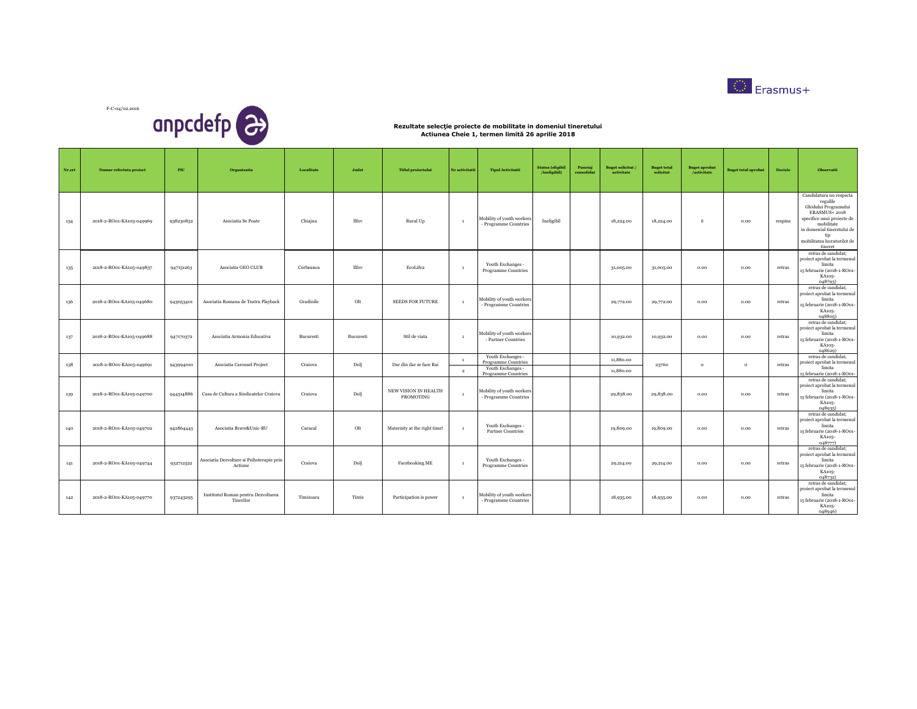F-C-04/02.2016

## Rezultate selecție proiecte de mobilitate in domeniul tineretului
### Actiunea Cheie 1, termen limită 26 aprilie 2018

| Nr.crt | Numar referinta proiect | PIC | Organizatia | Localitate | Judet | Titlul proiectului | Nr activitatii | Tipul Activitatii | Status (eligibil /ineligibil) | Punctaj consolidat | Buget solicitat / activitate | Buget total solicitat | Buget aprobat /activitate | Buget total aprobat | Decizie | Observatii |
|---|---|---|---|---|---|---|---|---|---|---|---|---|---|---|---|---|
| 134 | 2018-2-RO01-KA105-049969 | 938230852 | Asociatia Se Poate | Chiajna | Ilfov | Rural Up | 1 | Mobility of youth workers - Programme Countries | Ineligibil | | 18,224.00 | 18,224.00 | 0 | 0.00 | respins | Candidatura nu respecta regulile Ghidului Programului ERASMUS+ 2018 specifice unui proiecte de mobilitate in domeniul tineretului de tip mobilitatea lucratorilot de tineret |
| 135 | 2018-2-RO01-KA105-049837 | 947151263 | Asociatia GEO CLUB | Corbeanca | Ilfov | EcoLife2 | 1 | Youth Exchanges - Programme Countries | | | 31,005.00 | 31,005.00 | 0.00 | 0.00 | retras | retras de candidat; proiect aprobat la termenul limita 15 februarie (2018-1-RO01-KA105-048793) |
| 136 | 2018-2-RO01-KA105-049680 | 943053401 | Asociatia Romana de Teatru Playback | Gradinile | Olt | SEEDS FOR FUTURE | 1 | Mobility of youth workers - Programme Countries | | | 29,772.00 | 29,772.00 | 0.00 | 0.00 | retras | retras de candidat; proiect aprobat la termenul limita 15 februarie (2018-1-RO01-KA105-048805) |
| 137 | 2018-2-RO01-KA105-049688 | 947170372 | Asociatia Armonia Educativa | Bucuresti | Bucuresti | Stil de viata | 1 | Mobility of youth workers - Partner Countries | | | 10,932.00 | 10,932.00 | 0.00 | 0.00 | retras | retras de candidat; proiect aprobat la termenul limita 15 februarie (2018-1-RO01-KA105-048629) |
| 138 | 2018-2-RO01-KA105-049691 | 943994010 | Asociatia Carousel Project | Craiova | Dolj | Dar din dar se face Rai | 1 | Youth Exchanges - Programme Countries | | | 11,880.00 | 23760 | 0 | 0 | retras | retras de candidat; proiect aprobat la termenul limita 15 februarie (2018-1-RO01- |
| | | | | | | | 2 | Youth Exchanges - Programme Countries | | | 11,880.00 | | | | | |
| 139 | 2018-2-RO01-KA105-049700 | 944314886 | Casa de Cultura a Sindicatelor Craiova | Craiova | Dolj | NEW VISION IN HEALTH PROMOTING | 1 | Mobility of youth workers - Programme Countries | | | 29,838.00 | 29,838.00 | 0.00 | 0.00 | retras | retras de candidat; proiect aprobat la termenul limita 15 februarie (2018-1-RO01-KA105-048935) |
| 140 | 2018-2-RO01-KA105-049702 | 942864445 | Asociatia Brave&Unic-BU | Caracal | Olt | Maternity at the right time! | 1 | Youth Exchanges - Partner Countries | | | 19,809.00 | 19,809.00 | 0.00 | 0.00 | retras | retras de candidat; proiect aprobat la termenul limita 15 februarie (2018-1-RO01-KA105-048777) |
| 141 | 2018-2-RO01-KA105-049744 | 932712522 | Asociatia Dezvoltare si Psihoterapie prin Actiune | Craiova | Dolj | Facebooking ME | 1 | Youth Exchanges - Programme Countries | | | 29,214.00 | 29,214.00 | 0.00 | 0.00 | retras | retras de candidat; proiect aprobat la termenul limita 15 februarie (2018-1-RO01-KA105-048732) |
| 142 | 2018-2-RO01-KA105-049770 | 937243295 | Institutul Roman pentru Dezvoltarea Tinerilor | Timisoara | Timis | Participation is power | 1 | Mobility of youth workers - Programme Countries | | | 18,935.00 | 18,935.00 | 0.00 | 0.00 | retras | retras de candidat; proiect aprobat la termenul limita 15 februarie (2018-1-RO01-KA105-048946) |